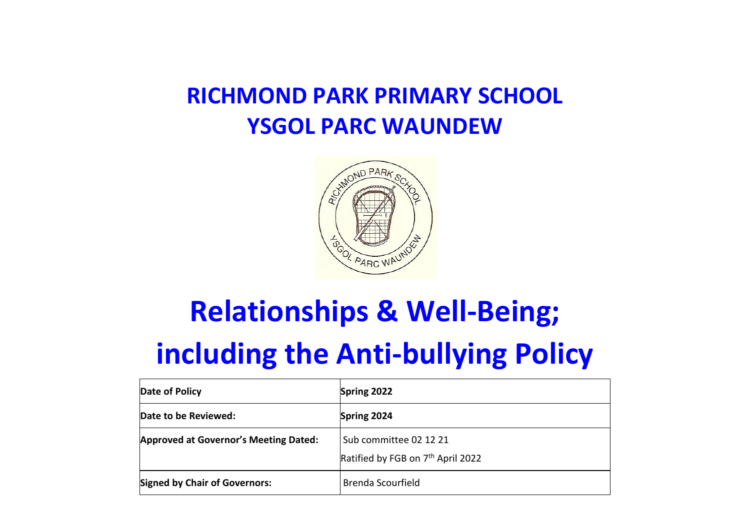# RICHMOND PARK PRIMARY SCHOOL
# YSGOL PARC WAUNDEW

# Relationships & Well-Being; including the Anti-bullying Policy

| | |
|---|---|
| **Date of Policy** | **Spring 2022** |
| **Date to be Reviewed:** | **Spring 2024** |
| **Approved at Governor's Meeting Dated:** | Sub committee 02 12 21<br>Ratified by FGB on 7th April 2022 |
| **Signed by Chair of Governors:** | Brenda Scourfield |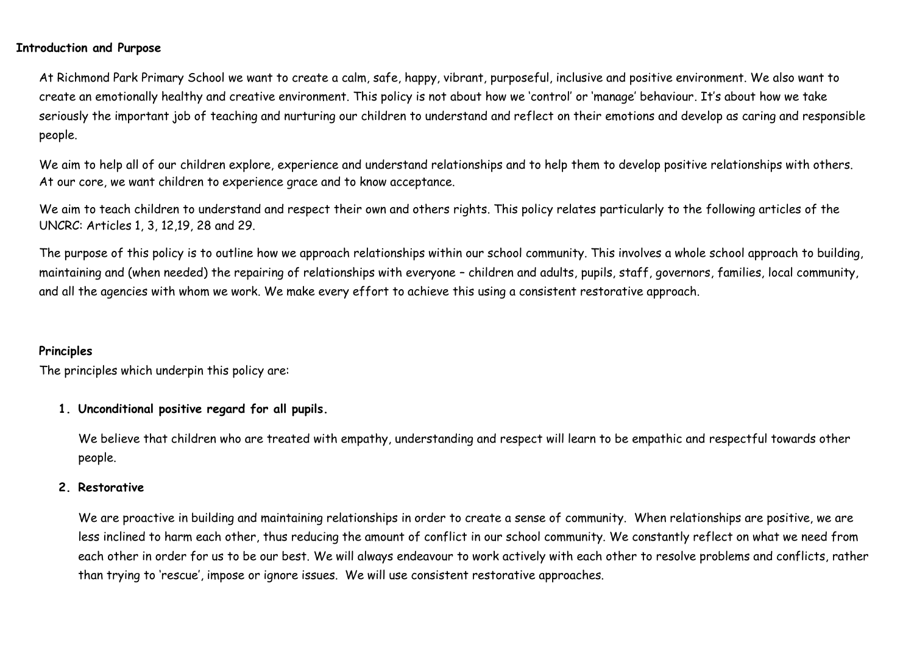**Introduction and Purpose**

At Richmond Park Primary School we want to create a calm, safe, happy, vibrant, purposeful, inclusive and positive environment. We also want to create an emotionally healthy and creative environment. This policy is not about how we 'control' or 'manage' behaviour. It's about how we take seriously the important job of teaching and nurturing our children to understand and reflect on their emotions and develop as caring and responsible people.

We aim to help all of our children explore, experience and understand relationships and to help them to develop positive relationships with others. At our core, we want children to experience grace and to know acceptance.

We aim to teach children to understand and respect their own and others rights. This policy relates particularly to the following articles of the UNCRC: Articles 1, 3, 12,19, 28 and 29.

The purpose of this policy is to outline how we approach relationships within our school community. This involves a whole school approach to building, maintaining and (when needed) the repairing of relationships with everyone – children and adults, pupils, staff, governors, families, local community, and all the agencies with whom we work. We make every effort to achieve this using a consistent restorative approach.

**Principles**

The principles which underpin this policy are:

1. **Unconditional positive regard for all pupils.**

   We believe that children who are treated with empathy, understanding and respect will learn to be empathic and respectful towards other people.

2. **Restorative**

   We are proactive in building and maintaining relationships in order to create a sense of community. When relationships are positive, we are less inclined to harm each other, thus reducing the amount of conflict in our school community. We constantly reflect on what we need from each other in order for us to be our best. We will always endeavour to work actively with each other to resolve problems and conflicts, rather than trying to 'rescue', impose or ignore issues. We will use consistent restorative approaches.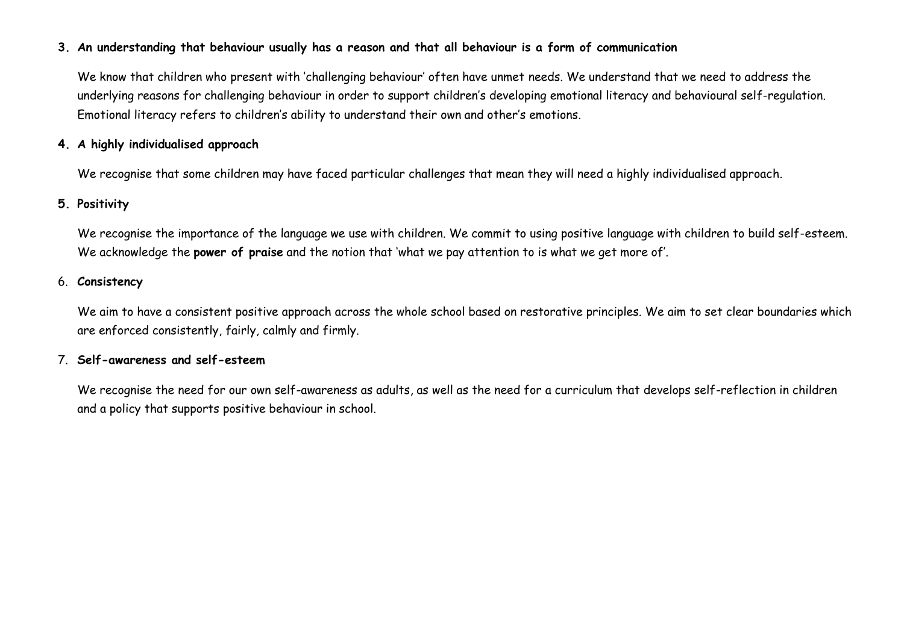**3. An understanding that behaviour usually has a reason and that all behaviour is a form of communication**

We know that children who present with 'challenging behaviour' often have unmet needs. We understand that we need to address the underlying reasons for challenging behaviour in order to support children's developing emotional literacy and behavioural self-regulation. Emotional literacy refers to children's ability to understand their own and other's emotions.

**4. A highly individualised approach**

We recognise that some children may have faced particular challenges that mean they will need a highly individualised approach.

**5. Positivity**

We recognise the importance of the language we use with children. We commit to using positive language with children to build self-esteem. We acknowledge the **power of praise** and the notion that 'what we pay attention to is what we get more of'.

6. **Consistency**

We aim to have a consistent positive approach across the whole school based on restorative principles. We aim to set clear boundaries which are enforced consistently, fairly, calmly and firmly.

7. **Self-awareness and self-esteem**

We recognise the need for our own self-awareness as adults, as well as the need for a curriculum that develops self-reflection in children and a policy that supports positive behaviour in school.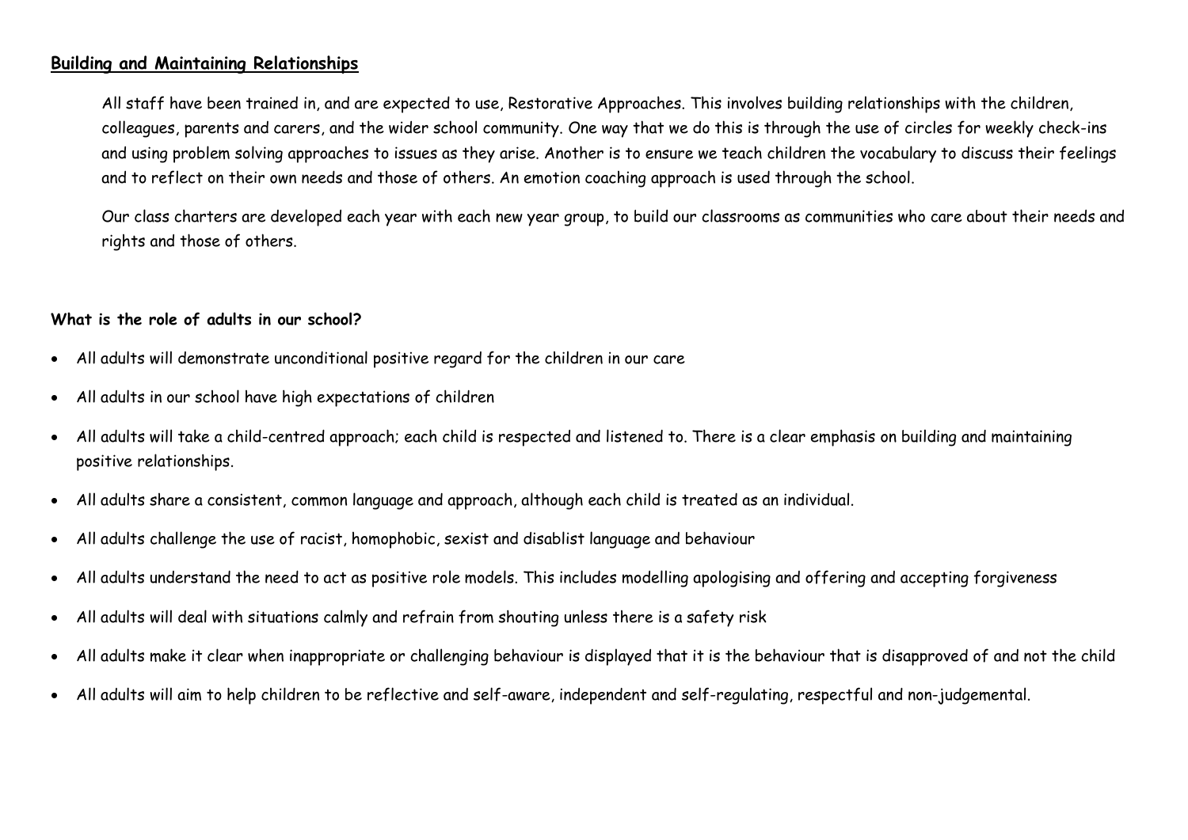## **Building and Maintaining Relationships**

All staff have been trained in, and are expected to use, Restorative Approaches. This involves building relationships with the children, colleagues, parents and carers, and the wider school community. One way that we do this is through the use of circles for weekly check-ins and using problem solving approaches to issues as they arise. Another is to ensure we teach children the vocabulary to discuss their feelings and to reflect on their own needs and those of others. An emotion coaching approach is used through the school.

Our class charters are developed each year with each new year group, to build our classrooms as communities who care about their needs and rights and those of others.

### **What is the role of adults in our school?**

- All adults will demonstrate unconditional positive regard for the children in our care
- All adults in our school have high expectations of children
- All adults will take a child-centred approach; each child is respected and listened to. There is a clear emphasis on building and maintaining positive relationships.
- All adults share a consistent, common language and approach, although each child is treated as an individual.
- All adults challenge the use of racist, homophobic, sexist and disablist language and behaviour
- All adults understand the need to act as positive role models. This includes modelling apologising and offering and accepting forgiveness
- All adults will deal with situations calmly and refrain from shouting unless there is a safety risk
- All adults make it clear when inappropriate or challenging behaviour is displayed that it is the behaviour that is disapproved of and not the child
- All adults will aim to help children to be reflective and self-aware, independent and self-regulating, respectful and non-judgemental.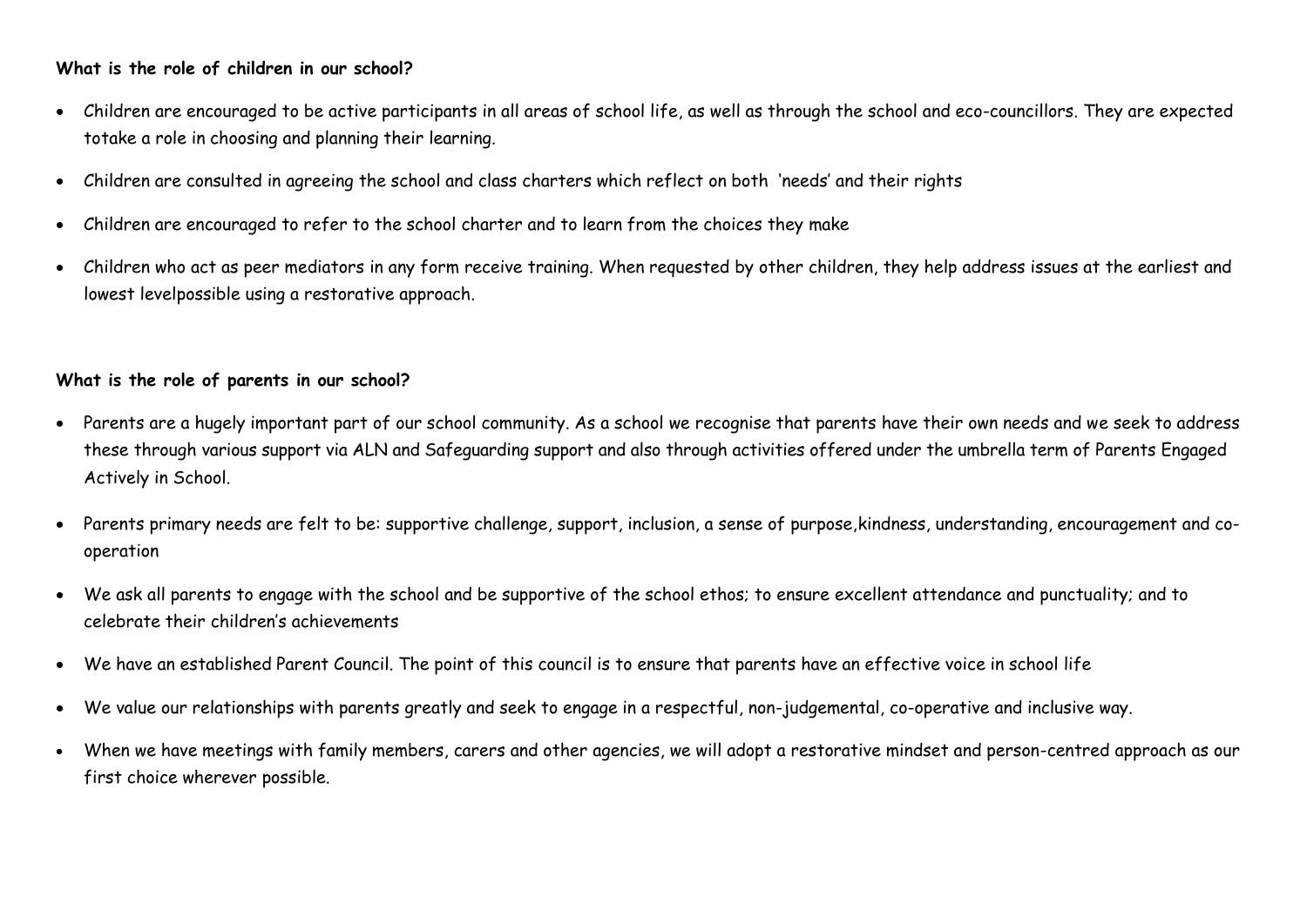**What is the role of children in our school?**

- Children are encouraged to be active participants in all areas of school life, as well as through the school and eco-councillors. They are expected totake a role in choosing and planning their learning.
- Children are consulted in agreeing the school and class charters which reflect on both 'needs' and their rights
- Children are encouraged to refer to the school charter and to learn from the choices they make
- Children who act as peer mediators in any form receive training. When requested by other children, they help address issues at the earliest and lowest levelpossible using a restorative approach.

**What is the role of parents in our school?**

- Parents are a hugely important part of our school community. As a school we recognise that parents have their own needs and we seek to address these through various support via ALN and Safeguarding support and also through activities offered under the umbrella term of Parents Engaged Actively in School.
- Parents primary needs are felt to be: supportive challenge, support, inclusion, a sense of purpose,kindness, understanding, encouragement and co-operation
- We ask all parents to engage with the school and be supportive of the school ethos; to ensure excellent attendance and punctuality; and to celebrate their children's achievements
- We have an established Parent Council. The point of this council is to ensure that parents have an effective voice in school life
- We value our relationships with parents greatly and seek to engage in a respectful, non-judgemental, co-operative and inclusive way.
- When we have meetings with family members, carers and other agencies, we will adopt a restorative mindset and person-centred approach as our first choice wherever possible.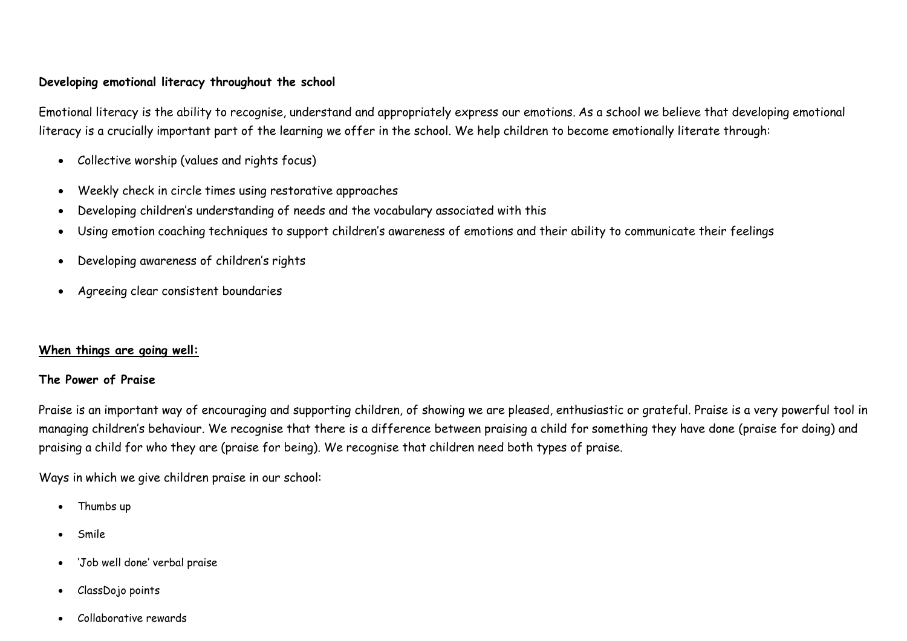**Developing emotional literacy throughout the school**

Emotional literacy is the ability to recognise, understand and appropriately express our emotions. As a school we believe that developing emotional literacy is a crucially important part of the learning we offer in the school. We help children to become emotionally literate through:

- Collective worship (values and rights focus)
- Weekly check in circle times using restorative approaches
- Developing children's understanding of needs and the vocabulary associated with this
- Using emotion coaching techniques to support children's awareness of emotions and their ability to communicate their feelings
- Developing awareness of children's rights
- Agreeing clear consistent boundaries

**When things are going well:**

**The Power of Praise**

Praise is an important way of encouraging and supporting children, of showing we are pleased, enthusiastic or grateful. Praise is a very powerful tool in managing children's behaviour. We recognise that there is a difference between praising a child for something they have done (praise for doing) and praising a child for who they are (praise for being). We recognise that children need both types of praise.

Ways in which we give children praise in our school:

- Thumbs up
- Smile
- 'Job well done' verbal praise
- ClassDojo points
- Collaborative rewards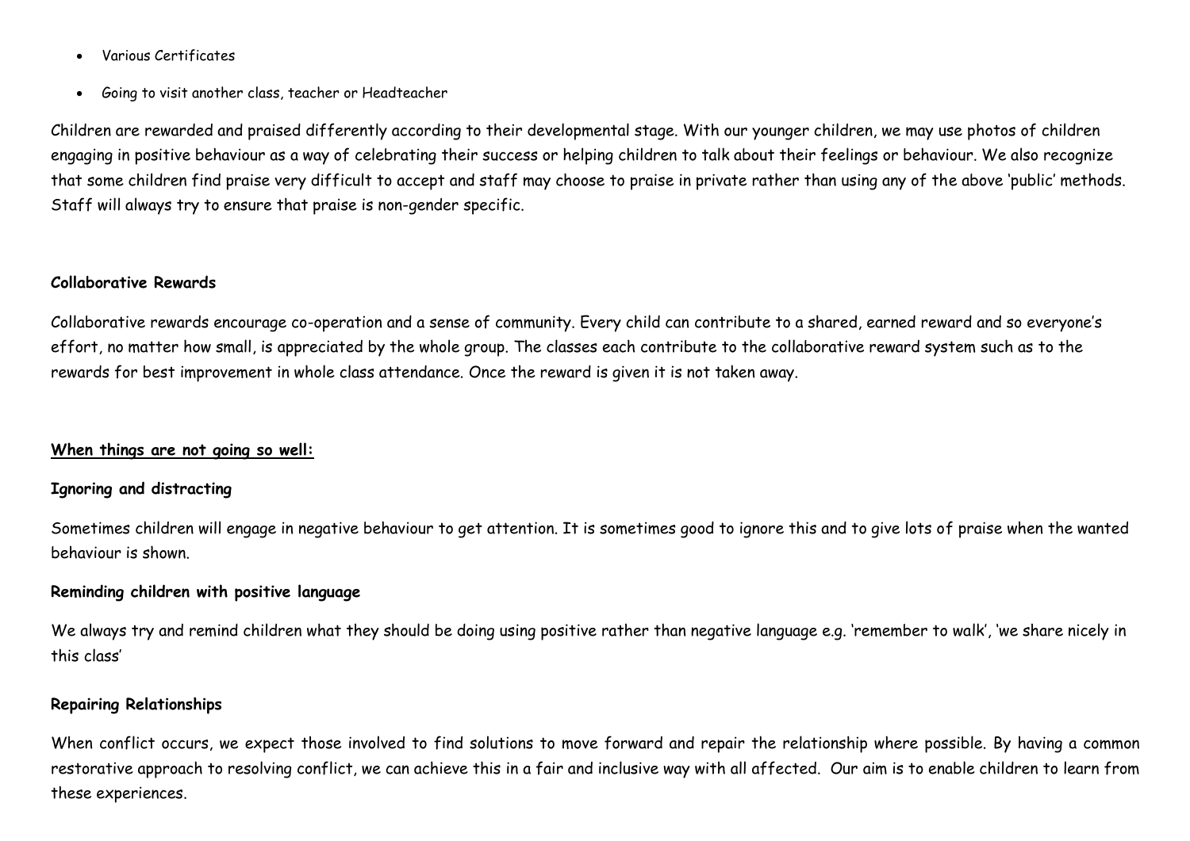- Various Certificates
- Going to visit another class, teacher or Headteacher

Children are rewarded and praised differently according to their developmental stage. With our younger children, we may use photos of children engaging in positive behaviour as a way of celebrating their success or helping children to talk about their feelings or behaviour. We also recognize that some children find praise very difficult to accept and staff may choose to praise in private rather than using any of the above 'public' methods. Staff will always try to ensure that praise is non-gender specific.

**Collaborative Rewards**

Collaborative rewards encourage co-operation and a sense of community. Every child can contribute to a shared, earned reward and so everyone's effort, no matter how small, is appreciated by the whole group. The classes each contribute to the collaborative reward system such as to the rewards for best improvement in whole class attendance. Once the reward is given it is not taken away.

**<u>When things are not going so well:</u>**

**Ignoring and distracting**

Sometimes children will engage in negative behaviour to get attention. It is sometimes good to ignore this and to give lots of praise when the wanted behaviour is shown.

**Reminding children with positive language**

We always try and remind children what they should be doing using positive rather than negative language e.g. 'remember to walk', 'we share nicely in this class'

**Repairing Relationships**

When conflict occurs, we expect those involved to find solutions to move forward and repair the relationship where possible. By having a common restorative approach to resolving conflict, we can achieve this in a fair and inclusive way with all affected. Our aim is to enable children to learn from these experiences.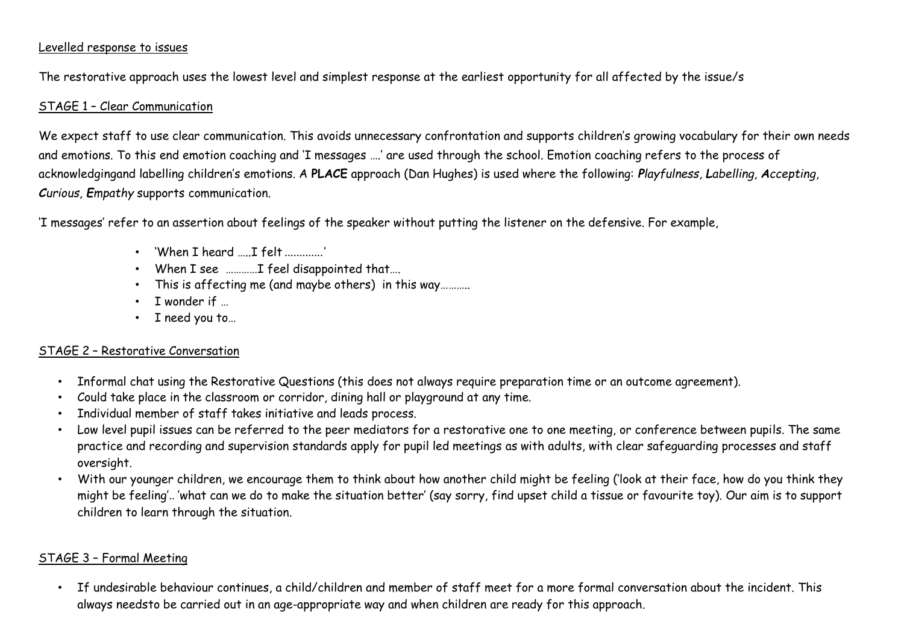Levelled response to issues

The restorative approach uses the lowest level and simplest response at the earliest opportunity for all affected by the issue/s

STAGE 1 – Clear Communication

We expect staff to use clear communication. This avoids unnecessary confrontation and supports children's growing vocabulary for their own needs and emotions. To this end emotion coaching and 'I messages ….' are used through the school. Emotion coaching refers to the process of acknowledgingand labelling children's emotions. A **PLACE** approach (Dan Hughes) is used where the following: *Playfulness*, *Labelling*, ***A**ccepting*, ***C**urious*, ***E**mpathy* supports communication.

'I messages' refer to an assertion about feelings of the speaker without putting the listener on the defensive. For example,

- 'When I heard …..I felt ............'
- When I see …………I feel disappointed that….
- This is affecting me (and maybe others) in this way………..
- I wonder if …
- I need you to…

STAGE 2 – Restorative Conversation

- Informal chat using the Restorative Questions (this does not always require preparation time or an outcome agreement).
- Could take place in the classroom or corridor, dining hall or playground at any time.
- Individual member of staff takes initiative and leads process.
- Low level pupil issues can be referred to the peer mediators for a restorative one to one meeting, or conference between pupils. The same practice and recording and supervision standards apply for pupil led meetings as with adults, with clear safeguarding processes and staff oversight.
- With our younger children, we encourage them to think about how another child might be feeling ('look at their face, how do you think they might be feeling'.. 'what can we do to make the situation better' (say sorry, find upset child a tissue or favourite toy). Our aim is to support children to learn through the situation.

STAGE 3 – Formal Meeting

- If undesirable behaviour continues, a child/children and member of staff meet for a more formal conversation about the incident. This always needsto be carried out in an age-appropriate way and when children are ready for this approach.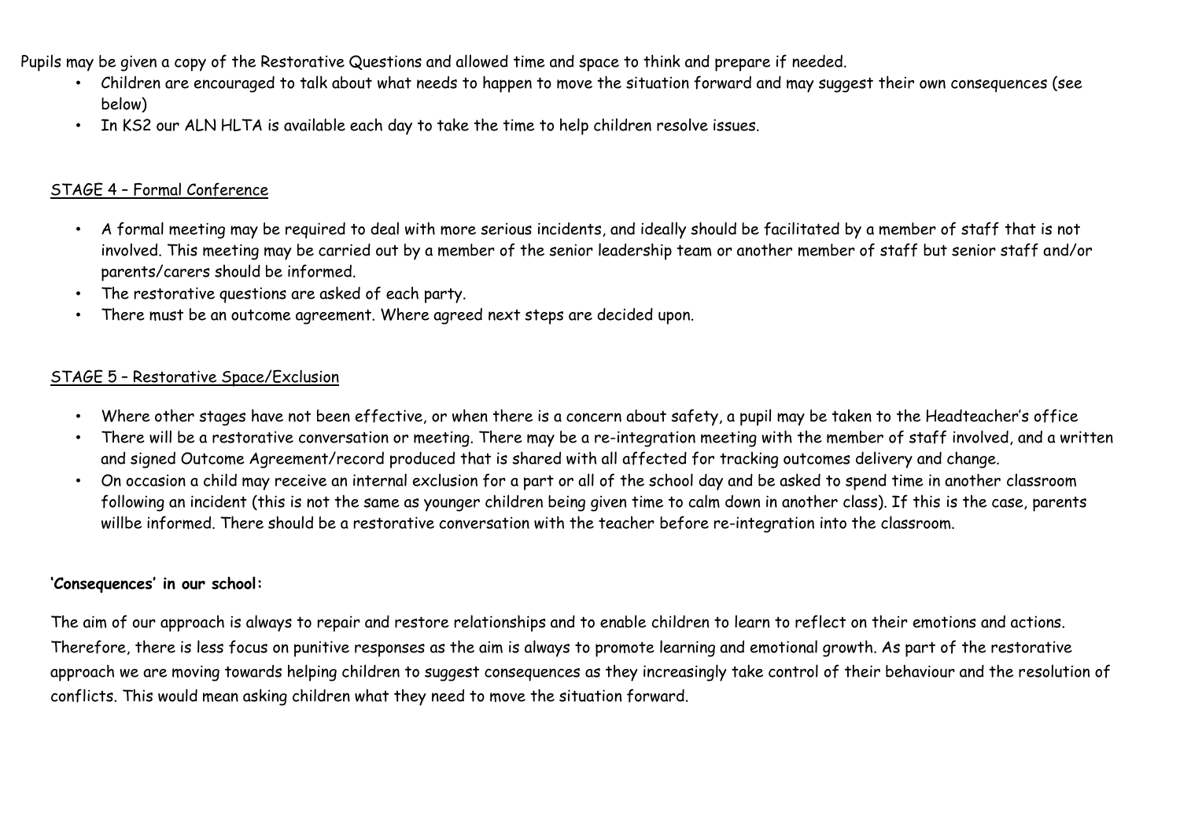Pupils may be given a copy of the Restorative Questions and allowed time and space to think and prepare if needed.

- Children are encouraged to talk about what needs to happen to move the situation forward and may suggest their own consequences (see below)
- In KS2 our ALN HLTA is available each day to take the time to help children resolve issues.

STAGE 4 – Formal Conference

- A formal meeting may be required to deal with more serious incidents, and ideally should be facilitated by a member of staff that is not involved. This meeting may be carried out by a member of the senior leadership team or another member of staff but senior staff and/or parents/carers should be informed.
- The restorative questions are asked of each party.
- There must be an outcome agreement. Where agreed next steps are decided upon.

STAGE 5 – Restorative Space/Exclusion

- Where other stages have not been effective, or when there is a concern about safety, a pupil may be taken to the Headteacher's office
- There will be a restorative conversation or meeting. There may be a re-integration meeting with the member of staff involved, and a written and signed Outcome Agreement/record produced that is shared with all affected for tracking outcomes delivery and change.
- On occasion a child may receive an internal exclusion for a part or all of the school day and be asked to spend time in another classroom following an incident (this is not the same as younger children being given time to calm down in another class). If this is the case, parents willbe informed. There should be a restorative conversation with the teacher before re-integration into the classroom.

**'Consequences' in our school:**

The aim of our approach is always to repair and restore relationships and to enable children to learn to reflect on their emotions and actions. Therefore, there is less focus on punitive responses as the aim is always to promote learning and emotional growth. As part of the restorative approach we are moving towards helping children to suggest consequences as they increasingly take control of their behaviour and the resolution of conflicts. This would mean asking children what they need to move the situation forward.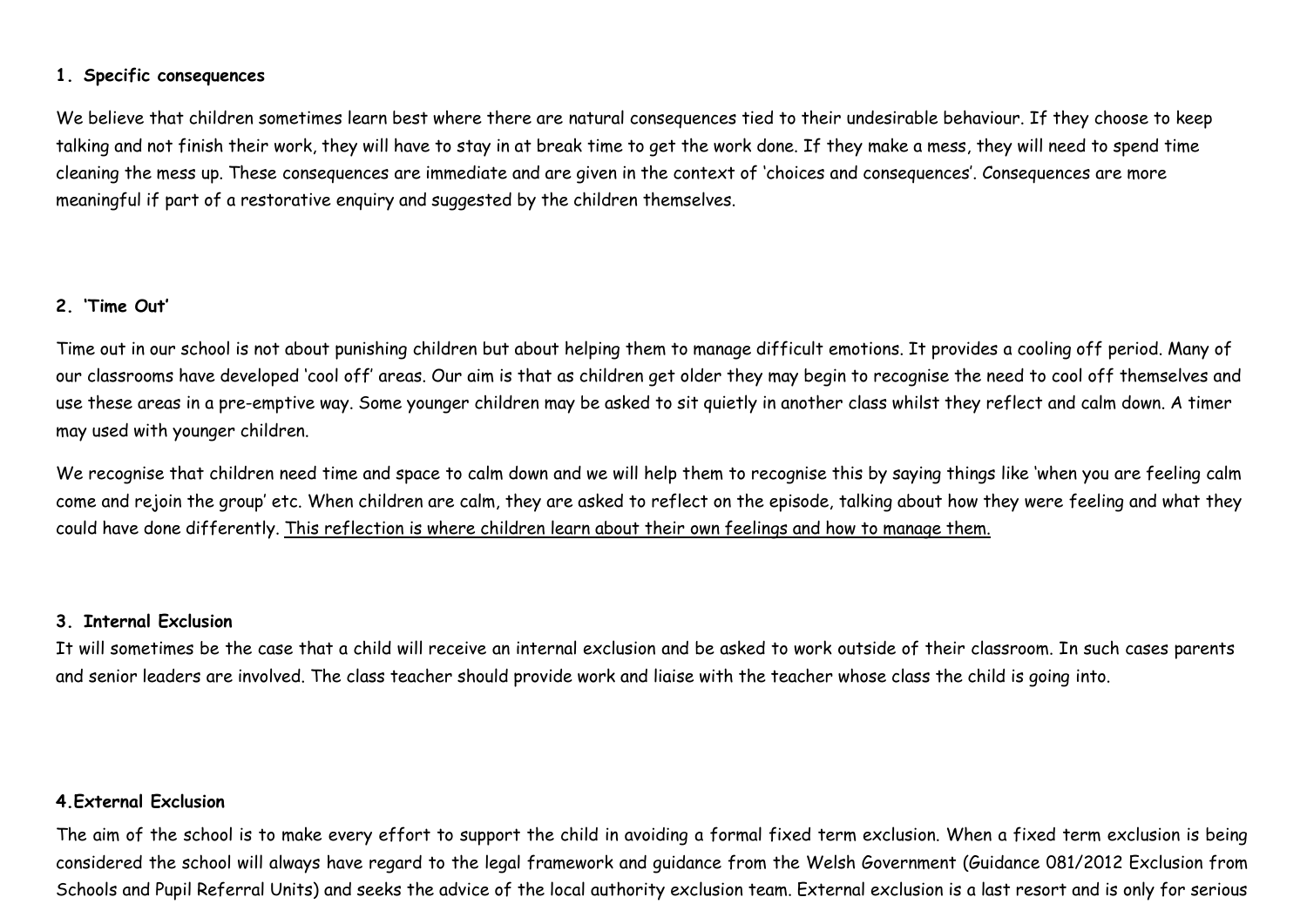**1. Specific consequences**

We believe that children sometimes learn best where there are natural consequences tied to their undesirable behaviour. If they choose to keep talking and not finish their work, they will have to stay in at break time to get the work done. If they make a mess, they will need to spend time cleaning the mess up. These consequences are immediate and are given in the context of 'choices and consequences'. Consequences are more meaningful if part of a restorative enquiry and suggested by the children themselves.

**2. 'Time Out'**

Time out in our school is not about punishing children but about helping them to manage difficult emotions. It provides a cooling off period. Many of our classrooms have developed 'cool off' areas. Our aim is that as children get older they may begin to recognise the need to cool off themselves and use these areas in a pre-emptive way. Some younger children may be asked to sit quietly in another class whilst they reflect and calm down. A timer may used with younger children.

We recognise that children need time and space to calm down and we will help them to recognise this by saying things like 'when you are feeling calm come and rejoin the group' etc. When children are calm, they are asked to reflect on the episode, talking about how they were feeling and what they could have done differently. <u>This reflection is where children learn about their own feelings and how to manage them.</u>

**3. Internal Exclusion**

It will sometimes be the case that a child will receive an internal exclusion and be asked to work outside of their classroom. In such cases parents and senior leaders are involved. The class teacher should provide work and liaise with the teacher whose class the child is going into.

**4.External Exclusion**

The aim of the school is to make every effort to support the child in avoiding a formal fixed term exclusion. When a fixed term exclusion is being considered the school will always have regard to the legal framework and guidance from the Welsh Government (Guidance 081/2012 Exclusion from Schools and Pupil Referral Units) and seeks the advice of the local authority exclusion team. External exclusion is a last resort and is only for serious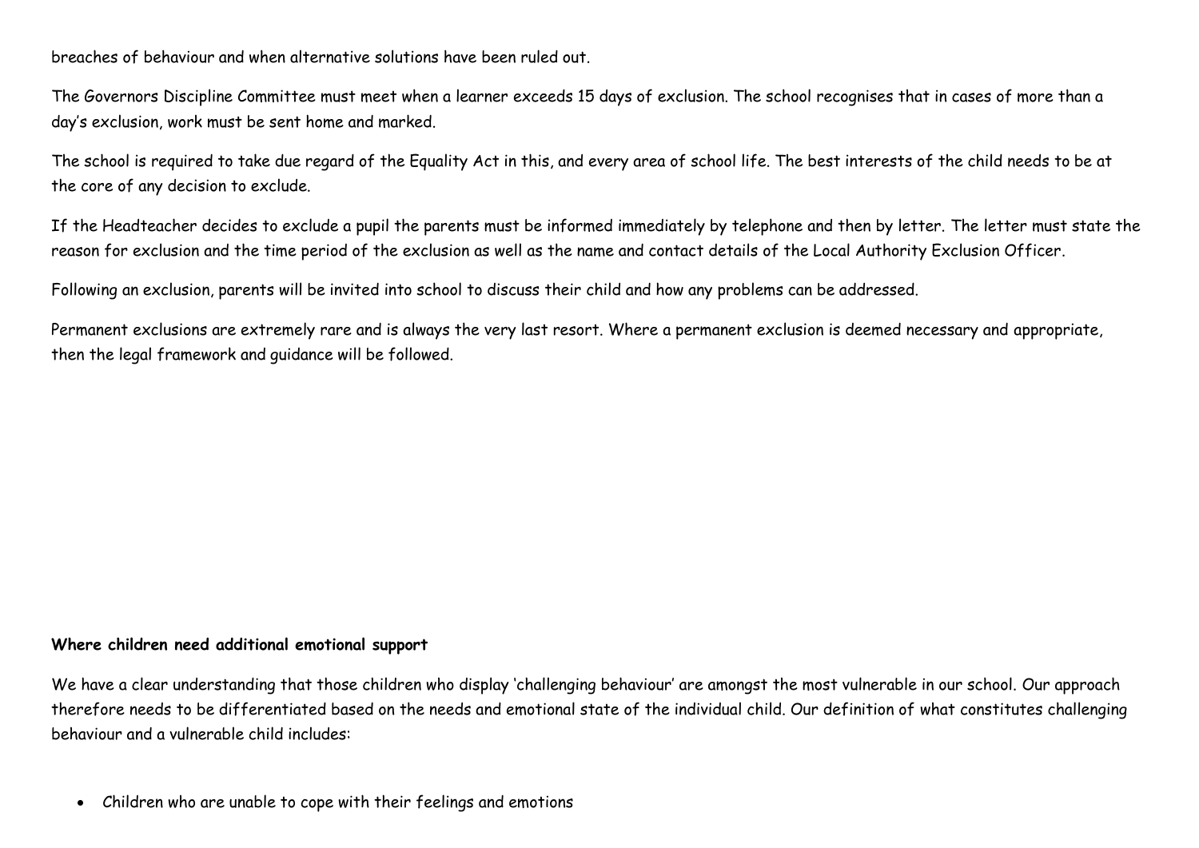breaches of behaviour and when alternative solutions have been ruled out.

The Governors Discipline Committee must meet when a learner exceeds 15 days of exclusion. The school recognises that in cases of more than a day's exclusion, work must be sent home and marked.

The school is required to take due regard of the Equality Act in this, and every area of school life. The best interests of the child needs to be at the core of any decision to exclude.

If the Headteacher decides to exclude a pupil the parents must be informed immediately by telephone and then by letter. The letter must state the reason for exclusion and the time period of the exclusion as well as the name and contact details of the Local Authority Exclusion Officer.

Following an exclusion, parents will be invited into school to discuss their child and how any problems can be addressed.

Permanent exclusions are extremely rare and is always the very last resort. Where a permanent exclusion is deemed necessary and appropriate, then the legal framework and guidance will be followed.

**Where children need additional emotional support**

We have a clear understanding that those children who display 'challenging behaviour' are amongst the most vulnerable in our school. Our approach therefore needs to be differentiated based on the needs and emotional state of the individual child. Our definition of what constitutes challenging behaviour and a vulnerable child includes:

- Children who are unable to cope with their feelings and emotions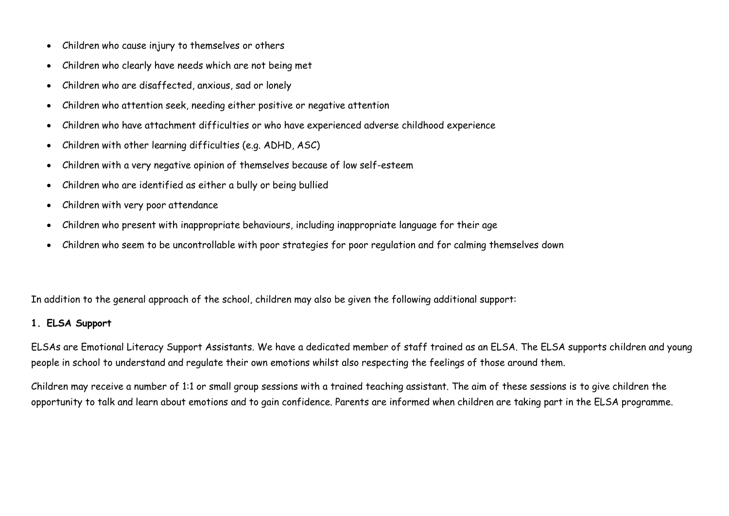- Children who cause injury to themselves or others
- Children who clearly have needs which are not being met
- Children who are disaffected, anxious, sad or lonely
- Children who attention seek, needing either positive or negative attention
- Children who have attachment difficulties or who have experienced adverse childhood experience
- Children with other learning difficulties (e.g. ADHD, ASC)
- Children with a very negative opinion of themselves because of low self-esteem
- Children who are identified as either a bully or being bullied
- Children with very poor attendance
- Children who present with inappropriate behaviours, including inappropriate language for their age
- Children who seem to be uncontrollable with poor strategies for poor regulation and for calming themselves down

In addition to the general approach of the school, children may also be given the following additional support:

**1. ELSA Support**

ELSAs are Emotional Literacy Support Assistants. We have a dedicated member of staff trained as an ELSA. The ELSA supports children and young people in school to understand and regulate their own emotions whilst also respecting the feelings of those around them.

Children may receive a number of 1:1 or small group sessions with a trained teaching assistant. The aim of these sessions is to give children the opportunity to talk and learn about emotions and to gain confidence. Parents are informed when children are taking part in the ELSA programme.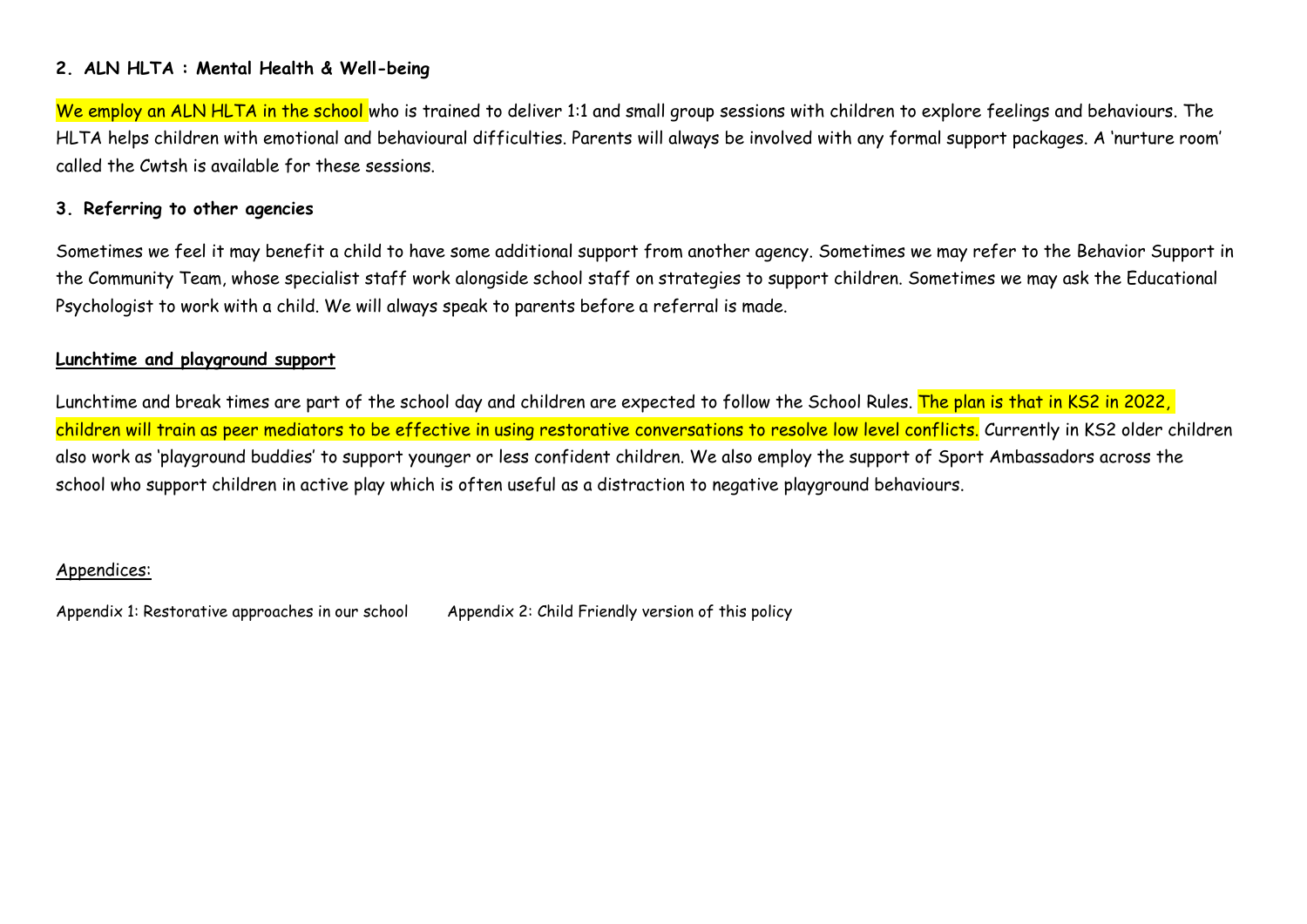### 2. ALN HLTA : Mental Health & Well-being

We employ an ALN HLTA in the school who is trained to deliver 1:1 and small group sessions with children to explore feelings and behaviours. The HLTA helps children with emotional and behavioural difficulties. Parents will always be involved with any formal support packages. A 'nurture room' called the Cwtsh is available for these sessions.

### 3. Referring to other agencies

Sometimes we feel it may benefit a child to have some additional support from another agency. Sometimes we may refer to the Behavior Support in the Community Team, whose specialist staff work alongside school staff on strategies to support children. Sometimes we may ask the Educational Psychologist to work with a child. We will always speak to parents before a referral is made.

### Lunchtime and playground support

Lunchtime and break times are part of the school day and children are expected to follow the School Rules. The plan is that in KS2 in 2022, children will train as peer mediators to be effective in using restorative conversations to resolve low level conflicts. Currently in KS2 older children also work as 'playground buddies' to support younger or less confident children. We also employ the support of Sport Ambassadors across the school who support children in active play which is often useful as a distraction to negative playground behaviours.

Appendices:

Appendix 1: Restorative approaches in our school     Appendix 2: Child Friendly version of this policy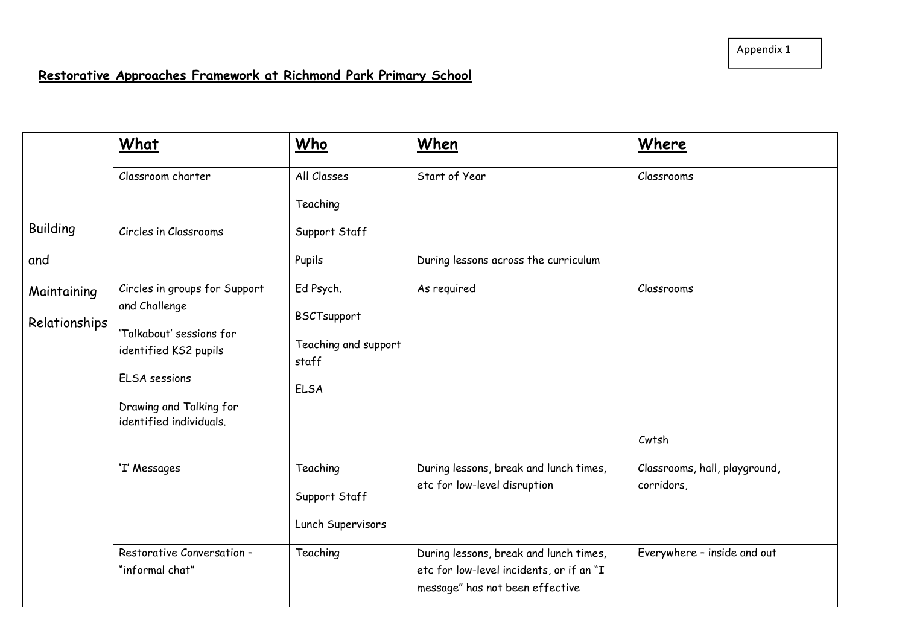Appendix 1

**Restorative Approaches Framework at Richmond Park Primary School**

| | **What** | **Who** | **When** | **Where** |
|---|---|---|---|---|
| Building and Maintaining Relationships | Classroom charter<br><br>Circles in Classrooms | All Classes<br>Teaching<br>Support Staff<br>Pupils | Start of Year<br><br>During lessons across the curriculum | Classrooms |
| | Circles in groups for Support and Challenge<br>'Talkabout' sessions for identified KS2 pupils<br>ELSA sessions<br>Drawing and Talking for identified individuals. | Ed Psych.<br>BSCTsupport<br>Teaching and support staff<br>ELSA | As required | Classrooms<br><br>Cwtsh |
| | 'I' Messages | Teaching<br>Support Staff<br>Lunch Supervisors | During lessons, break and lunch times, etc for low-level disruption | Classrooms, hall, playground, corridors, |
| | Restorative Conversation – "informal chat" | Teaching | During lessons, break and lunch times, etc for low-level incidents, or if an "I message" has not been effective | Everywhere – inside and out |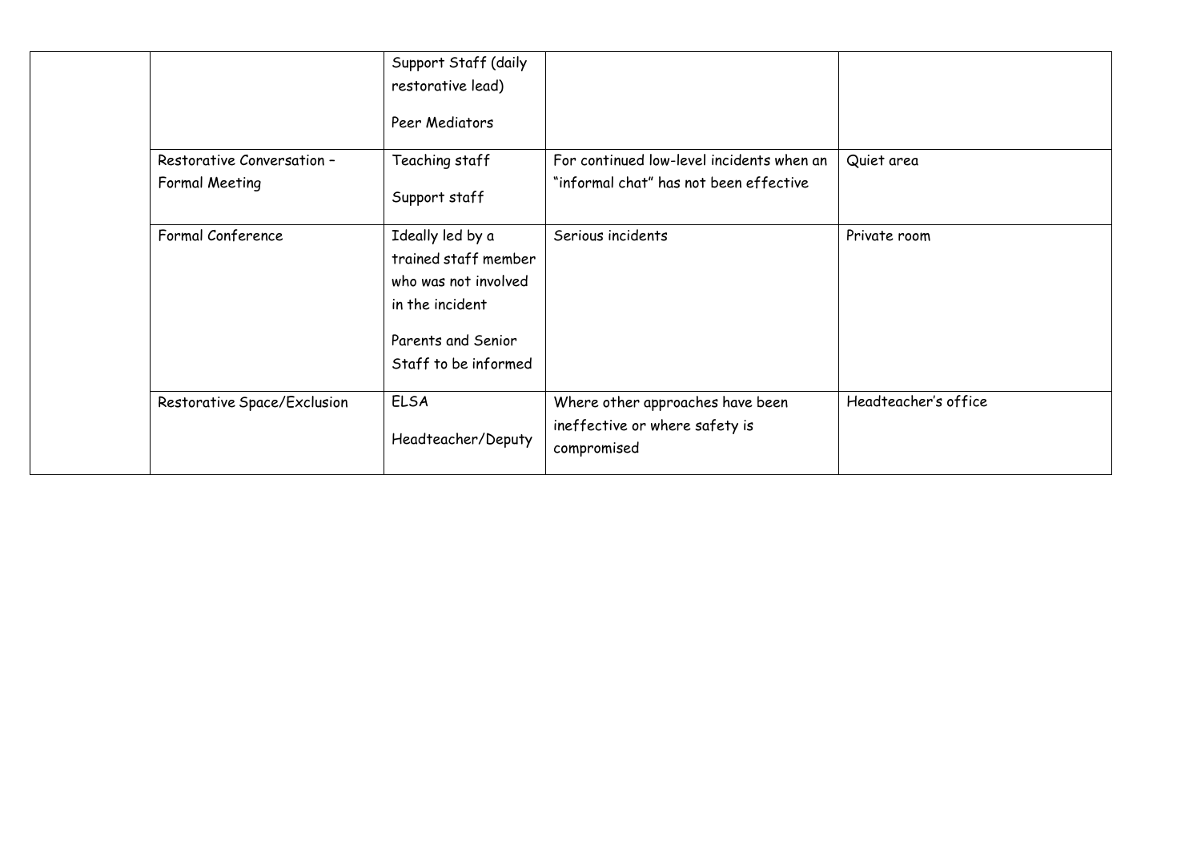| | | | | |
|---|---|---|---|---|
| | | Support Staff (daily restorative lead)<br><br>Peer Mediators | | |
| | Restorative Conversation – Formal Meeting | Teaching staff<br><br>Support staff | For continued low-level incidents when an "informal chat" has not been effective | Quiet area |
| | Formal Conference | Ideally led by a trained staff member who was not involved in the incident<br><br>Parents and Senior Staff to be informed | Serious incidents | Private room |
| | Restorative Space/Exclusion | ELSA<br><br>Headteacher/Deputy | Where other approaches have been ineffective or where safety is compromised | Headteacher's office |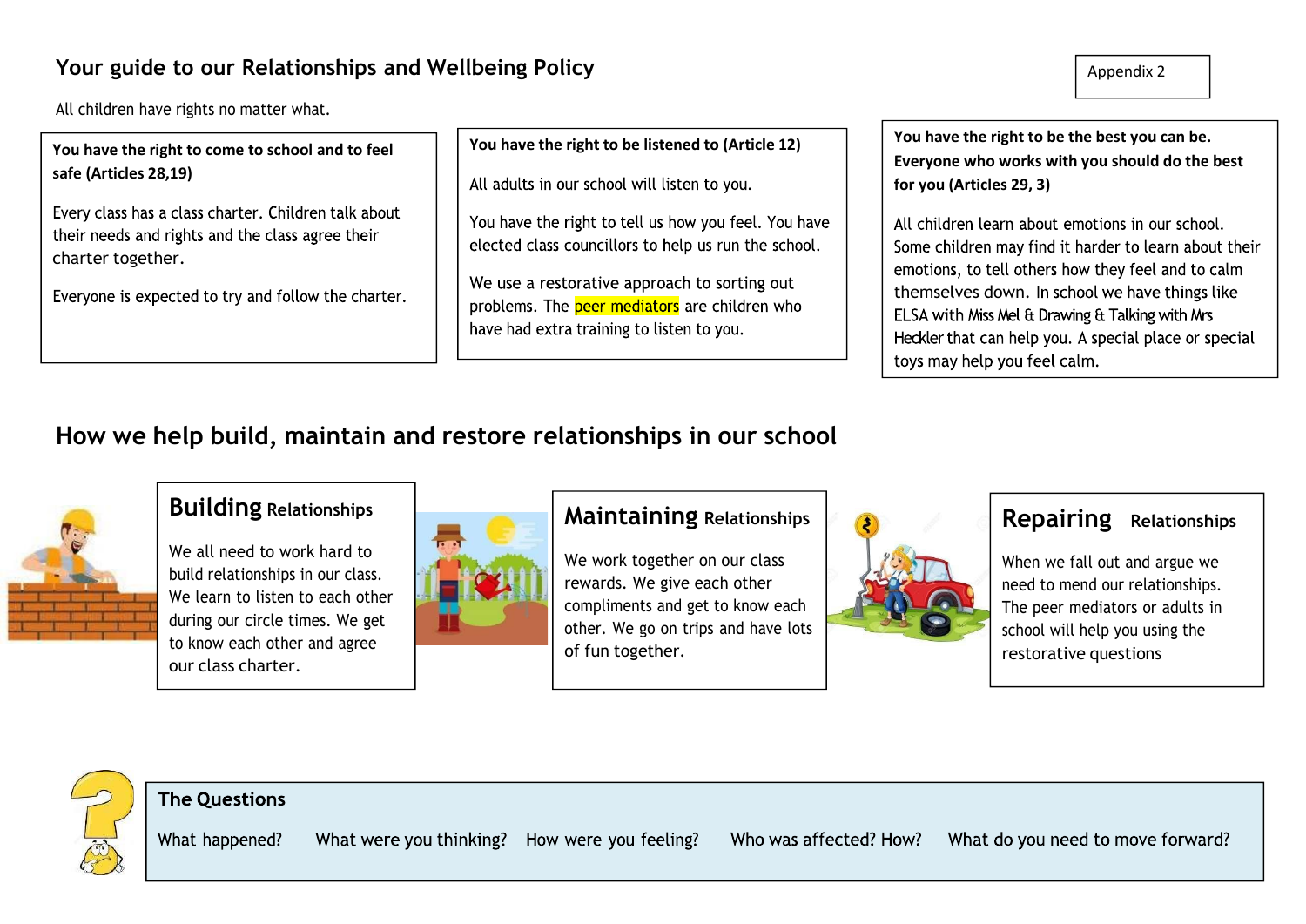Appendix 2

## Your guide to our Relationships and Wellbeing Policy

All children have rights no matter what.

**You have the right to come to school and to feel safe (Articles 28,19)**

Every class has a class charter. Children talk about their needs and rights and the class agree their charter together.

Everyone is expected to try and follow the charter.

**You have the right to be listened to (Article 12)**

All adults in our school will listen to you.

You have the right to tell us how you feel. You have elected class councillors to help us run the school.

We use a restorative approach to sorting out problems. The peer mediators are children who have had extra training to listen to you.

**You have the right to be the best you can be. Everyone who works with you should do the best for you (Articles 29, 3)**

All children learn about emotions in our school. Some children may find it harder to learn about their emotions, to tell others how they feel and to calm themselves down. In school we have things like ELSA with Miss Mel & Drawing & Talking with Mrs Heckler that can help you. A special place or special toys may help you feel calm.

## How we help build, maintain and restore relationships in our school

### Building Relationships

We all need to work hard to build relationships in our class. We learn to listen to each other during our circle times. We get to know each other and agree our class charter.

### Maintaining Relationships

We work together on our class rewards. We give each other compliments and get to know each other. We go on trips and have lots of fun together.

### Repairing Relationships

When we fall out and argue we need to mend our relationships. The peer mediators or adults in school will help you using the restorative questions

### The Questions

What happened? What were you thinking? How were you feeling? Who was affected? How? What do you need to move forward?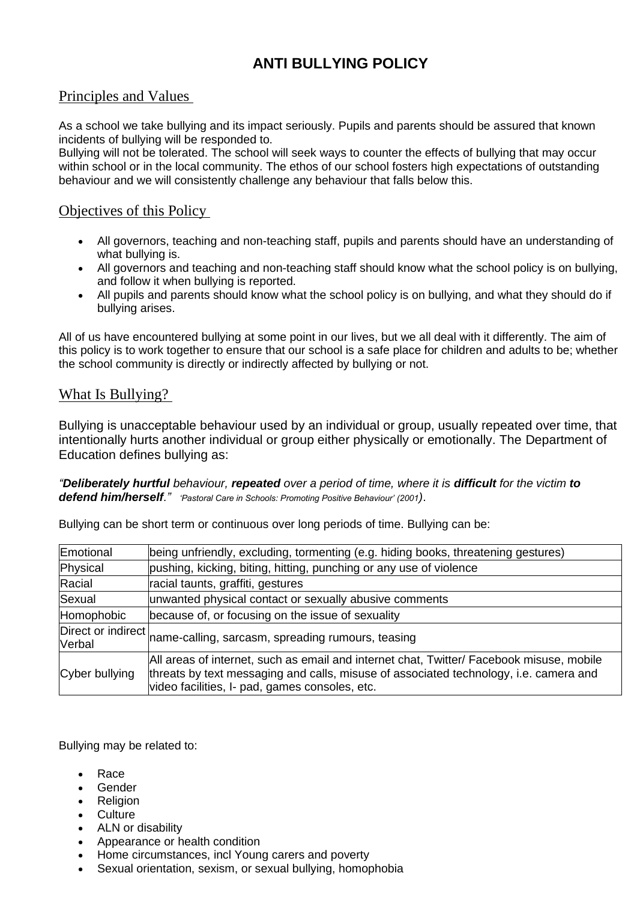# ANTI BULLYING POLICY

## Principles and Values

As a school we take bullying and its impact seriously. Pupils and parents should be assured that known incidents of bullying will be responded to.
Bullying will not be tolerated. The school will seek ways to counter the effects of bullying that may occur within school or in the local community. The ethos of our school fosters high expectations of outstanding behaviour and we will consistently challenge any behaviour that falls below this.

## Objectives of this Policy

- All governors, teaching and non-teaching staff, pupils and parents should have an understanding of what bullying is.
- All governors and teaching and non-teaching staff should know what the school policy is on bullying, and follow it when bullying is reported.
- All pupils and parents should know what the school policy is on bullying, and what they should do if bullying arises.

All of us have encountered bullying at some point in our lives, but we all deal with it differently. The aim of this policy is to work together to ensure that our school is a safe place for children and adults to be; whether the school community is directly or indirectly affected by bullying or not.

## What Is Bullying?

Bullying is unacceptable behaviour used by an individual or group, usually repeated over time, that intentionally hurts another individual or group either physically or emotionally. The Department of Education defines bullying as:

*"**Deliberately hurtful** behaviour, **repeated** over a period of time, where it is **difficult** for the victim **to defend him/herself**."* *'Pastoral Care in Schools: Promoting Positive Behaviour' (2001)*.

Bullying can be short term or continuous over long periods of time. Bullying can be:

| | |
|---|---|
| Emotional | being unfriendly, excluding, tormenting (e.g. hiding books, threatening gestures) |
| Physical | pushing, kicking, biting, hitting, punching or any use of violence |
| Racial | racial taunts, graffiti, gestures |
| Sexual | unwanted physical contact or sexually abusive comments |
| Homophobic | because of, or focusing on the issue of sexuality |
| Direct or indirect Verbal | name-calling, sarcasm, spreading rumours, teasing |
| Cyber bullying | All areas of internet, such as email and internet chat, Twitter/ Facebook misuse, mobile threats by text messaging and calls, misuse of associated technology, i.e. camera and video facilities, I- pad, games consoles, etc. |

Bullying may be related to:

- Race
- Gender
- Religion
- Culture
- ALN or disability
- Appearance or health condition
- Home circumstances, incl Young carers and poverty
- Sexual orientation, sexism, or sexual bullying, homophobia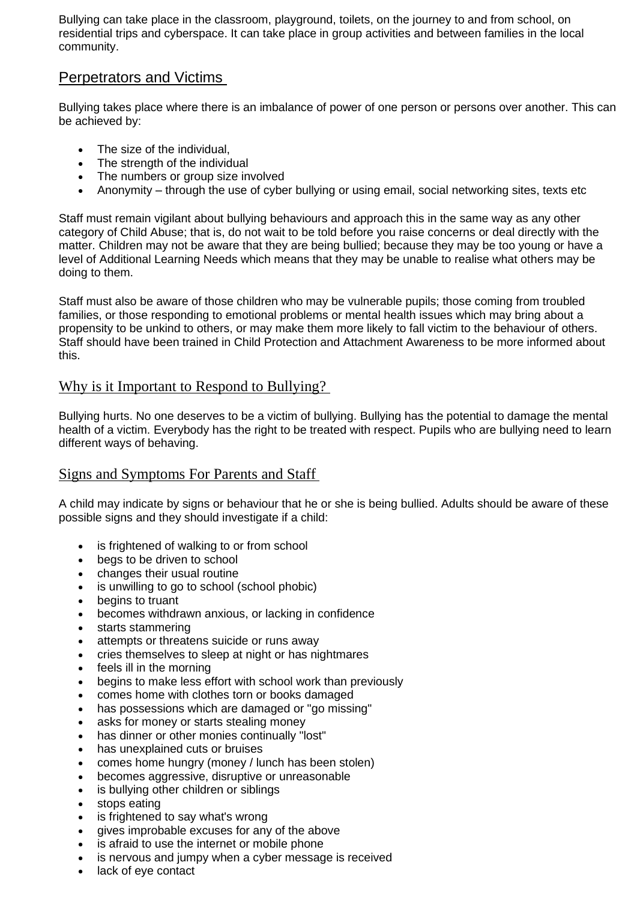Bullying can take place in the classroom, playground, toilets, on the journey to and from school, on residential trips and cyberspace. It can take place in group activities and between families in the local community.

## Perpetrators and Victims

Bullying takes place where there is an imbalance of power of one person or persons over another. This can be achieved by:

- The size of the individual,
- The strength of the individual
- The numbers or group size involved
- Anonymity – through the use of cyber bullying or using email, social networking sites, texts etc

Staff must remain vigilant about bullying behaviours and approach this in the same way as any other category of Child Abuse; that is, do not wait to be told before you raise concerns or deal directly with the matter. Children may not be aware that they are being bullied; because they may be too young or have a level of Additional Learning Needs which means that they may be unable to realise what others may be doing to them.

Staff must also be aware of those children who may be vulnerable pupils; those coming from troubled families, or those responding to emotional problems or mental health issues which may bring about a propensity to be unkind to others, or may make them more likely to fall victim to the behaviour of others. Staff should have been trained in Child Protection and Attachment Awareness to be more informed about this.

## Why is it Important to Respond to Bullying?

Bullying hurts. No one deserves to be a victim of bullying. Bullying has the potential to damage the mental health of a victim. Everybody has the right to be treated with respect. Pupils who are bullying need to learn different ways of behaving.

## Signs and Symptoms For Parents and Staff

A child may indicate by signs or behaviour that he or she is being bullied. Adults should be aware of these possible signs and they should investigate if a child:

- is frightened of walking to or from school
- begs to be driven to school
- changes their usual routine
- is unwilling to go to school (school phobic)
- begins to truant
- becomes withdrawn anxious, or lacking in confidence
- starts stammering
- attempts or threatens suicide or runs away
- cries themselves to sleep at night or has nightmares
- feels ill in the morning
- begins to make less effort with school work than previously
- comes home with clothes torn or books damaged
- has possessions which are damaged or "go missing"
- asks for money or starts stealing money
- has dinner or other monies continually "lost"
- has unexplained cuts or bruises
- comes home hungry (money / lunch has been stolen)
- becomes aggressive, disruptive or unreasonable
- is bullying other children or siblings
- stops eating
- is frightened to say what's wrong
- gives improbable excuses for any of the above
- is afraid to use the internet or mobile phone
- is nervous and jumpy when a cyber message is received
- lack of eye contact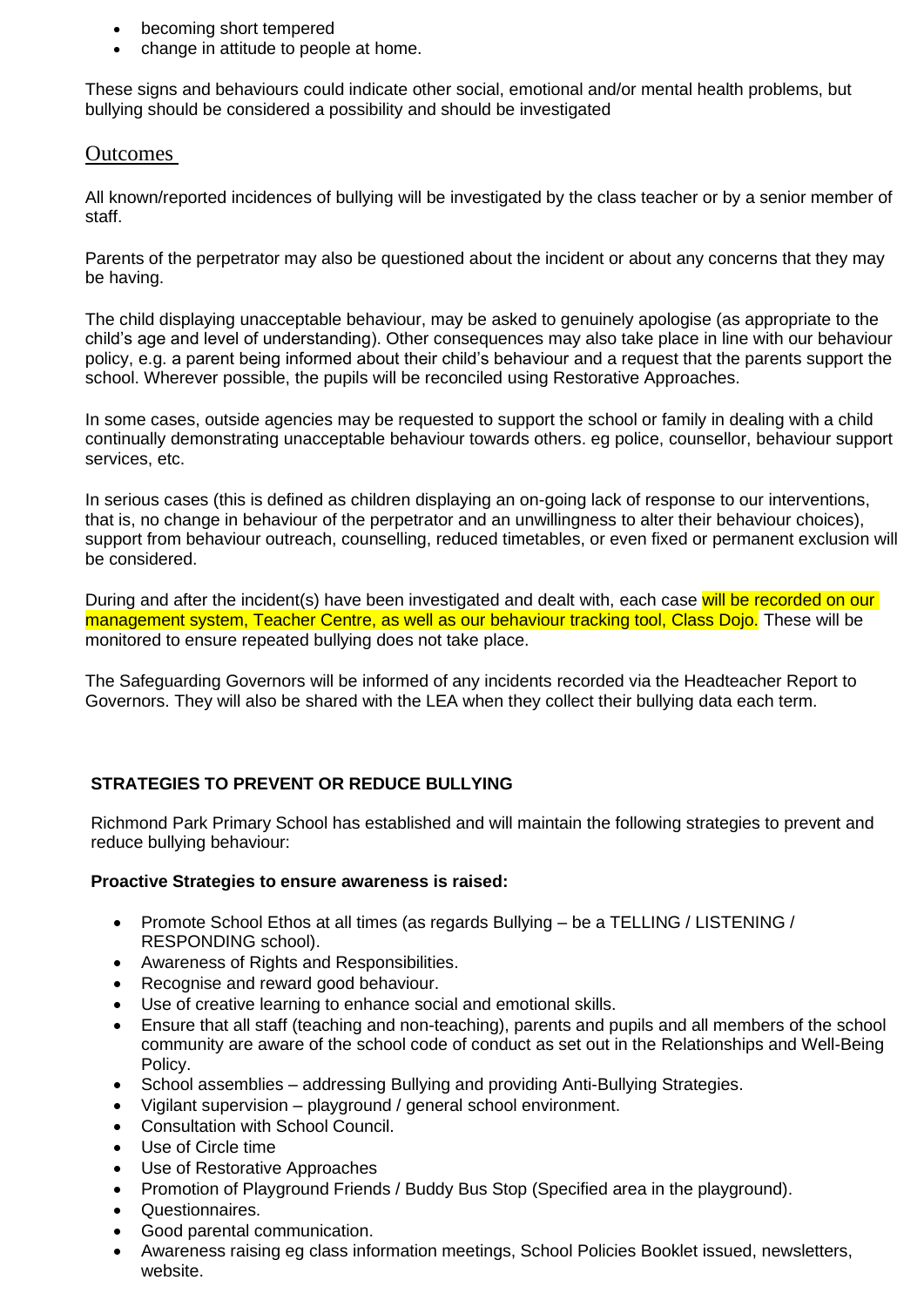- becoming short tempered
- change in attitude to people at home.

These signs and behaviours could indicate other social, emotional and/or mental health problems, but bullying should be considered a possibility and should be investigated

## Outcomes

All known/reported incidences of bullying will be investigated by the class teacher or by a senior member of staff.

Parents of the perpetrator may also be questioned about the incident or about any concerns that they may be having.

The child displaying unacceptable behaviour, may be asked to genuinely apologise (as appropriate to the child's age and level of understanding). Other consequences may also take place in line with our behaviour policy, e.g. a parent being informed about their child's behaviour and a request that the parents support the school. Wherever possible, the pupils will be reconciled using Restorative Approaches.

In some cases, outside agencies may be requested to support the school or family in dealing with a child continually demonstrating unacceptable behaviour towards others. eg police, counsellor, behaviour support services, etc.

In serious cases (this is defined as children displaying an on-going lack of response to our interventions, that is, no change in behaviour of the perpetrator and an unwillingness to alter their behaviour choices), support from behaviour outreach, counselling, reduced timetables, or even fixed or permanent exclusion will be considered.

During and after the incident(s) have been investigated and dealt with, each case will be recorded on our management system, Teacher Centre, as well as our behaviour tracking tool, Class Dojo. These will be monitored to ensure repeated bullying does not take place.

The Safeguarding Governors will be informed of any incidents recorded via the Headteacher Report to Governors. They will also be shared with the LEA when they collect their bullying data each term.

**STRATEGIES TO PREVENT OR REDUCE BULLYING**

Richmond Park Primary School has established and will maintain the following strategies to prevent and reduce bullying behaviour:

**Proactive Strategies to ensure awareness is raised:**

- Promote School Ethos at all times (as regards Bullying – be a TELLING / LISTENING / RESPONDING school).
- Awareness of Rights and Responsibilities.
- Recognise and reward good behaviour.
- Use of creative learning to enhance social and emotional skills.
- Ensure that all staff (teaching and non-teaching), parents and pupils and all members of the school community are aware of the school code of conduct as set out in the Relationships and Well-Being Policy.
- School assemblies – addressing Bullying and providing Anti-Bullying Strategies.
- Vigilant supervision – playground / general school environment.
- Consultation with School Council.
- Use of Circle time
- Use of Restorative Approaches
- Promotion of Playground Friends / Buddy Bus Stop (Specified area in the playground).
- Questionnaires.
- Good parental communication.
- Awareness raising eg class information meetings, School Policies Booklet issued, newsletters, website.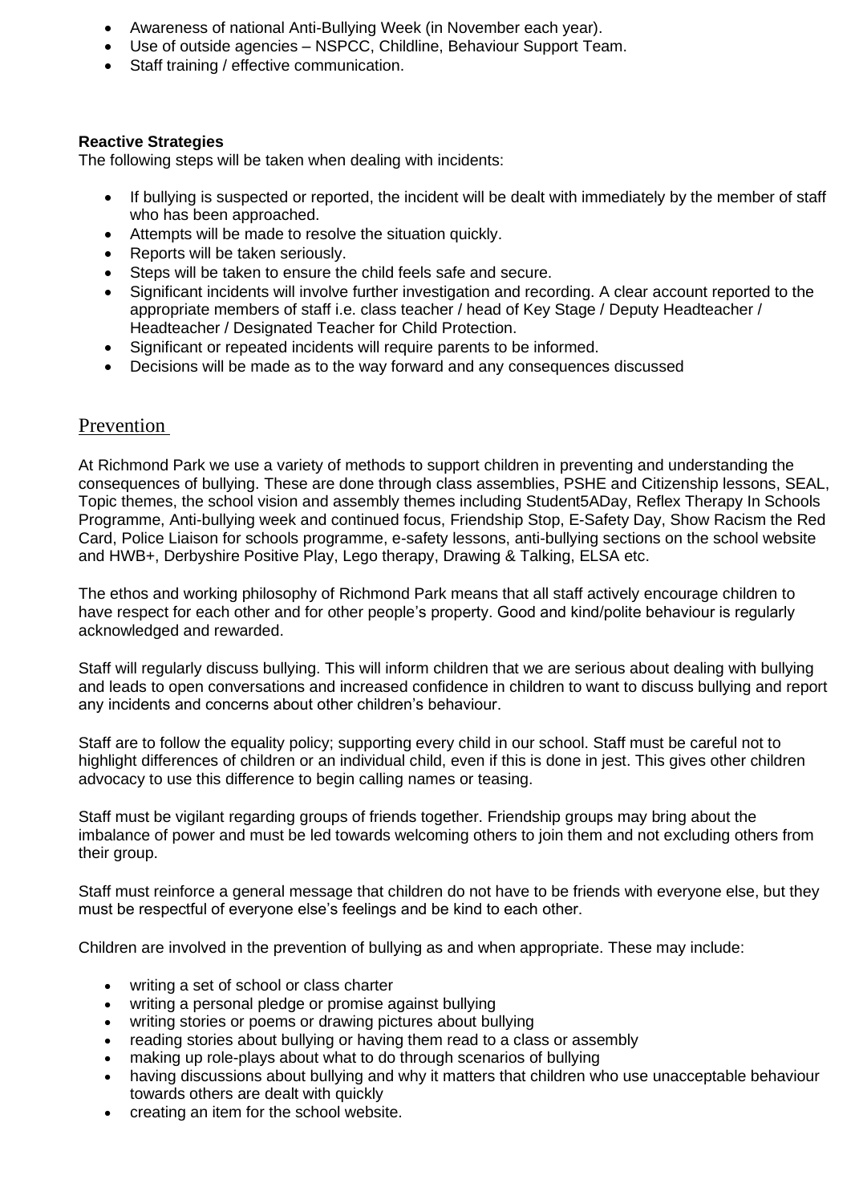- Awareness of national Anti-Bullying Week (in November each year).
- Use of outside agencies – NSPCC, Childline, Behaviour Support Team.
- Staff training / effective communication.

**Reactive Strategies**

The following steps will be taken when dealing with incidents:

- If bullying is suspected or reported, the incident will be dealt with immediately by the member of staff who has been approached.
- Attempts will be made to resolve the situation quickly.
- Reports will be taken seriously.
- Steps will be taken to ensure the child feels safe and secure.
- Significant incidents will involve further investigation and recording. A clear account reported to the appropriate members of staff i.e. class teacher / head of Key Stage / Deputy Headteacher / Headteacher / Designated Teacher for Child Protection.
- Significant or repeated incidents will require parents to be informed.
- Decisions will be made as to the way forward and any consequences discussed

## Prevention

At Richmond Park we use a variety of methods to support children in preventing and understanding the consequences of bullying. These are done through class assemblies, PSHE and Citizenship lessons, SEAL, Topic themes, the school vision and assembly themes including Student5ADay, Reflex Therapy In Schools Programme, Anti-bullying week and continued focus, Friendship Stop, E-Safety Day, Show Racism the Red Card, Police Liaison for schools programme, e-safety lessons, anti-bullying sections on the school website and HWB+, Derbyshire Positive Play, Lego therapy, Drawing & Talking, ELSA etc.

The ethos and working philosophy of Richmond Park means that all staff actively encourage children to have respect for each other and for other people's property. Good and kind/polite behaviour is regularly acknowledged and rewarded.

Staff will regularly discuss bullying. This will inform children that we are serious about dealing with bullying and leads to open conversations and increased confidence in children to want to discuss bullying and report any incidents and concerns about other children's behaviour.

Staff are to follow the equality policy; supporting every child in our school. Staff must be careful not to highlight differences of children or an individual child, even if this is done in jest. This gives other children advocacy to use this difference to begin calling names or teasing.

Staff must be vigilant regarding groups of friends together. Friendship groups may bring about the imbalance of power and must be led towards welcoming others to join them and not excluding others from their group.

Staff must reinforce a general message that children do not have to be friends with everyone else, but they must be respectful of everyone else's feelings and be kind to each other.

Children are involved in the prevention of bullying as and when appropriate. These may include:

- writing a set of school or class charter
- writing a personal pledge or promise against bullying
- writing stories or poems or drawing pictures about bullying
- reading stories about bullying or having them read to a class or assembly
- making up role-plays about what to do through scenarios of bullying
- having discussions about bullying and why it matters that children who use unacceptable behaviour towards others are dealt with quickly
- creating an item for the school website.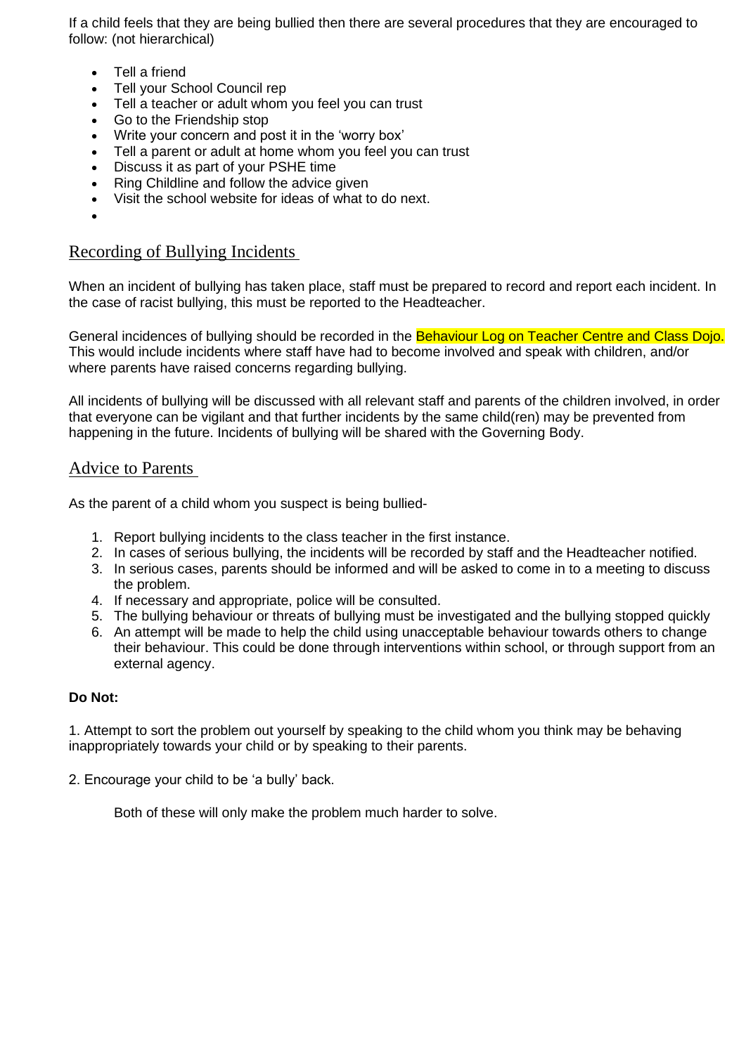If a child feels that they are being bullied then there are several procedures that they are encouraged to follow: (not hierarchical)

- Tell a friend
- Tell your School Council rep
- Tell a teacher or adult whom you feel you can trust
- Go to the Friendship stop
- Write your concern and post it in the 'worry box'
- Tell a parent or adult at home whom you feel you can trust
- Discuss it as part of your PSHE time
- Ring Childline and follow the advice given
- Visit the school website for ideas of what to do next.

## Recording of Bullying Incidents

When an incident of bullying has taken place, staff must be prepared to record and report each incident. In the case of racist bullying, this must be reported to the Headteacher.

General incidences of bullying should be recorded in the Behaviour Log on Teacher Centre and Class Dojo. This would include incidents where staff have had to become involved and speak with children, and/or where parents have raised concerns regarding bullying.

All incidents of bullying will be discussed with all relevant staff and parents of the children involved, in order that everyone can be vigilant and that further incidents by the same child(ren) may be prevented from happening in the future. Incidents of bullying will be shared with the Governing Body.

## Advice to Parents

As the parent of a child whom you suspect is being bullied-

1. Report bullying incidents to the class teacher in the first instance.
2. In cases of serious bullying, the incidents will be recorded by staff and the Headteacher notified.
3. In serious cases, parents should be informed and will be asked to come in to a meeting to discuss the problem.
4. If necessary and appropriate, police will be consulted.
5. The bullying behaviour or threats of bullying must be investigated and the bullying stopped quickly
6. An attempt will be made to help the child using unacceptable behaviour towards others to change their behaviour. This could be done through interventions within school, or through support from an external agency.

**Do Not:**

1. Attempt to sort the problem out yourself by speaking to the child whom you think may be behaving inappropriately towards your child or by speaking to their parents.

2. Encourage your child to be 'a bully' back.

Both of these will only make the problem much harder to solve.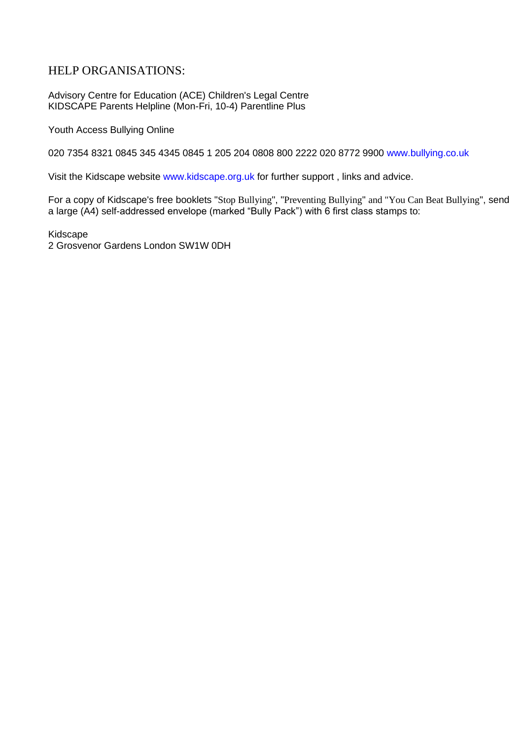## HELP ORGANISATIONS:

Advisory Centre for Education (ACE) Children's Legal Centre
KIDSCAPE Parents Helpline (Mon-Fri, 10-4) Parentline Plus

Youth Access Bullying Online

020 7354 8321 0845 345 4345 0845 1 205 204 0808 800 2222 020 8772 9900 www.bullying.co.uk

Visit the Kidscape website www.kidscape.org.uk for further support , links and advice.

For a copy of Kidscape's free booklets "Stop Bullying", "Preventing Bullying" and "You Can Beat Bullying", send a large (A4) self-addressed envelope (marked "Bully Pack") with 6 first class stamps to:

Kidscape
2 Grosvenor Gardens London SW1W 0DH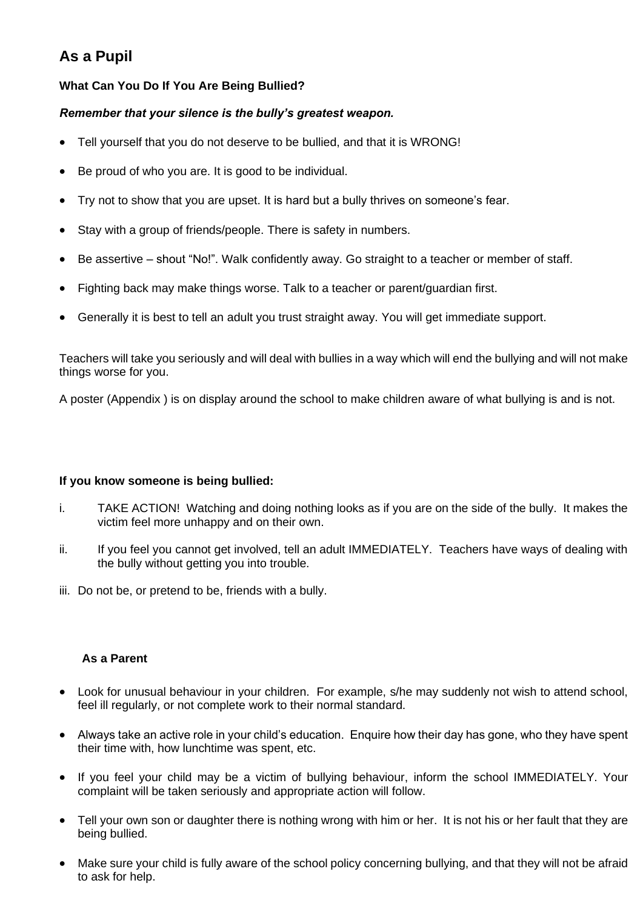## As a Pupil

**What Can You Do If You Are Being Bullied?**

***Remember that your silence is the bully's greatest weapon.***

- Tell yourself that you do not deserve to be bullied, and that it is WRONG!
- Be proud of who you are. It is good to be individual.
- Try not to show that you are upset. It is hard but a bully thrives on someone's fear.
- Stay with a group of friends/people. There is safety in numbers.
- Be assertive – shout "No!". Walk confidently away. Go straight to a teacher or member of staff.
- Fighting back may make things worse. Talk to a teacher or parent/guardian first.
- Generally it is best to tell an adult you trust straight away. You will get immediate support.

Teachers will take you seriously and will deal with bullies in a way which will end the bullying and will not make things worse for you.

A poster (Appendix ) is on display around the school to make children aware of what bullying is and is not.

**If you know someone is being bullied:**

i. TAKE ACTION! Watching and doing nothing looks as if you are on the side of the bully. It makes the victim feel more unhappy and on their own.

ii. If you feel you cannot get involved, tell an adult IMMEDIATELY. Teachers have ways of dealing with the bully without getting you into trouble.

iii. Do not be, or pretend to be, friends with a bully.

**As a Parent**

- Look for unusual behaviour in your children. For example, s/he may suddenly not wish to attend school, feel ill regularly, or not complete work to their normal standard.
- Always take an active role in your child's education. Enquire how their day has gone, who they have spent their time with, how lunchtime was spent, etc.
- If you feel your child may be a victim of bullying behaviour, inform the school IMMEDIATELY. Your complaint will be taken seriously and appropriate action will follow.
- Tell your own son or daughter there is nothing wrong with him or her. It is not his or her fault that they are being bullied.
- Make sure your child is fully aware of the school policy concerning bullying, and that they will not be afraid to ask for help.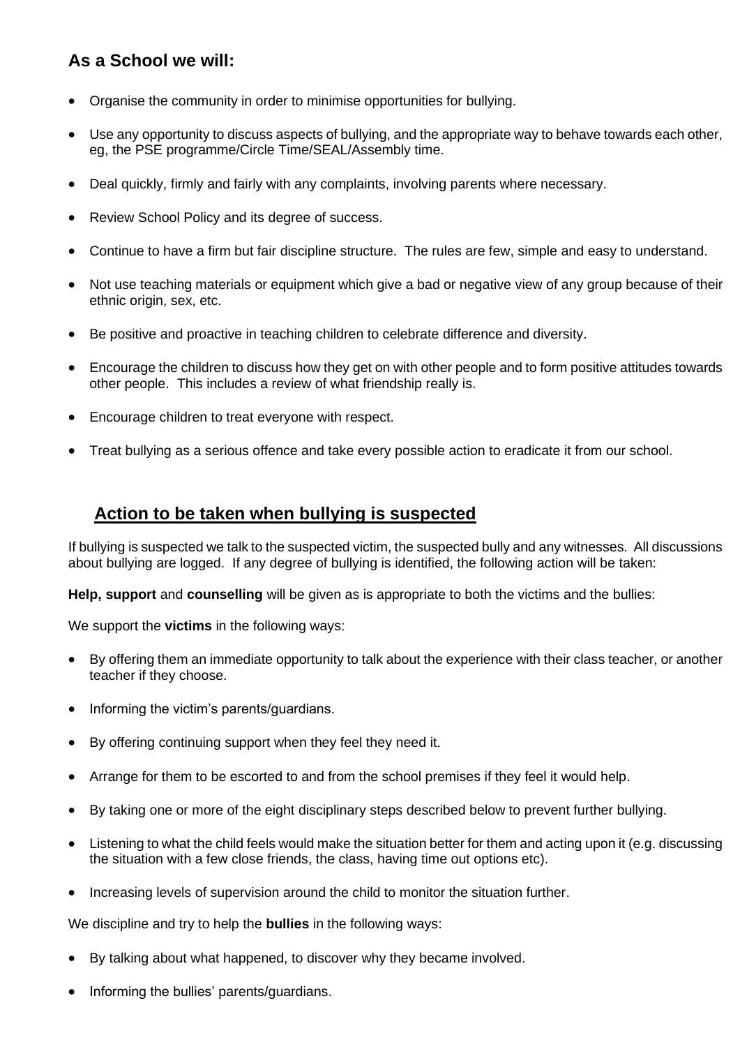## As a School we will:

- Organise the community in order to minimise opportunities for bullying.
- Use any opportunity to discuss aspects of bullying, and the appropriate way to behave towards each other, eg, the PSE programme/Circle Time/SEAL/Assembly time.
- Deal quickly, firmly and fairly with any complaints, involving parents where necessary.
- Review School Policy and its degree of success.
- Continue to have a firm but fair discipline structure. The rules are few, simple and easy to understand.
- Not use teaching materials or equipment which give a bad or negative view of any group because of their ethnic origin, sex, etc.
- Be positive and proactive in teaching children to celebrate difference and diversity.
- Encourage the children to discuss how they get on with other people and to form positive attitudes towards other people. This includes a review of what friendship really is.
- Encourage children to treat everyone with respect.
- Treat bullying as a serious offence and take every possible action to eradicate it from our school.

## Action to be taken when bullying is suspected

If bullying is suspected we talk to the suspected victim, the suspected bully and any witnesses. All discussions about bullying are logged. If any degree of bullying is identified, the following action will be taken:

**Help, support** and **counselling** will be given as is appropriate to both the victims and the bullies:

We support the **victims** in the following ways:

- By offering them an immediate opportunity to talk about the experience with their class teacher, or another teacher if they choose.
- Informing the victim's parents/guardians.
- By offering continuing support when they feel they need it.
- Arrange for them to be escorted to and from the school premises if they feel it would help.
- By taking one or more of the eight disciplinary steps described below to prevent further bullying.
- Listening to what the child feels would make the situation better for them and acting upon it (e.g. discussing the situation with a few close friends, the class, having time out options etc).
- Increasing levels of supervision around the child to monitor the situation further.

We discipline and try to help the **bullies** in the following ways:

- By talking about what happened, to discover why they became involved.
- Informing the bullies' parents/guardians.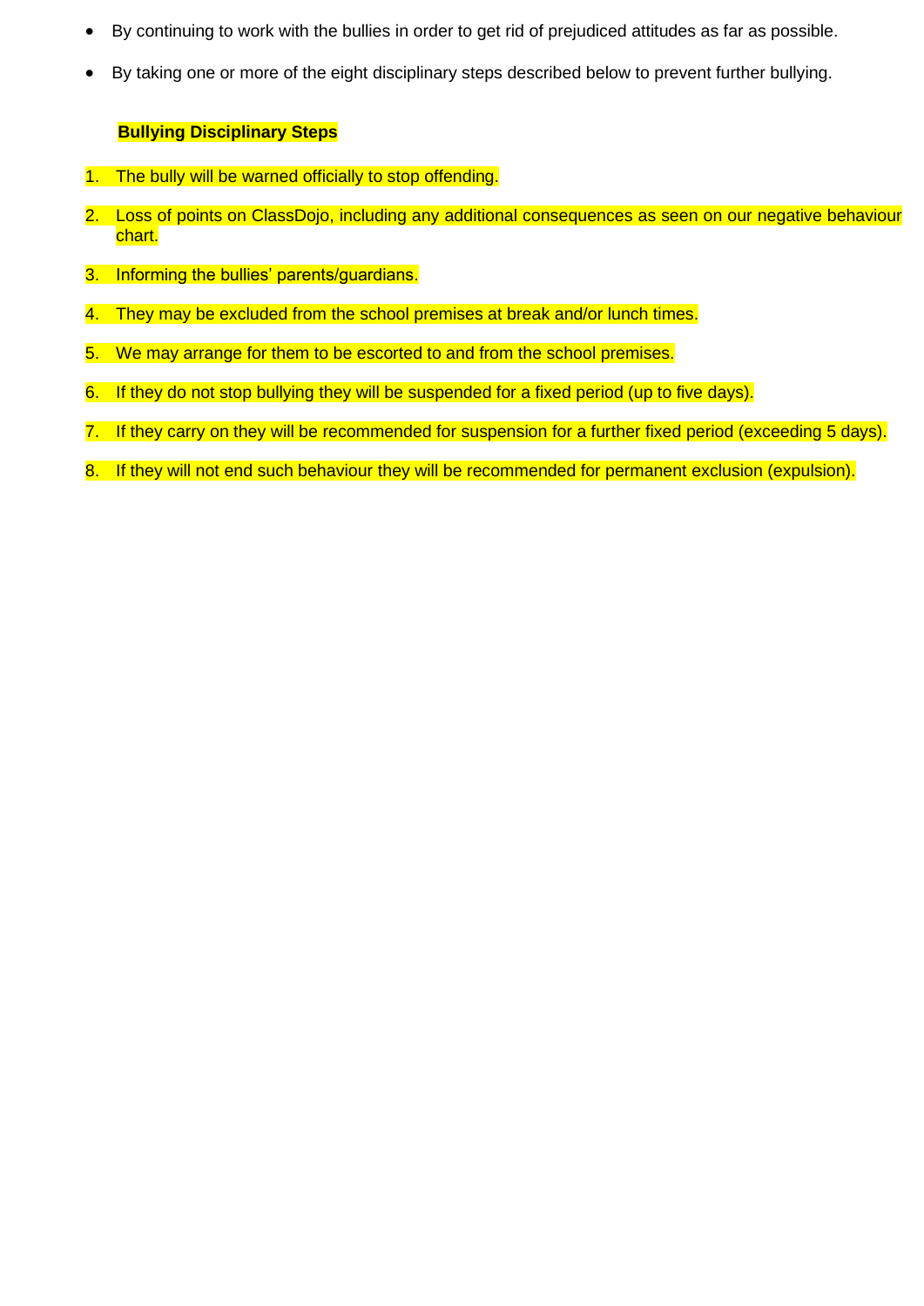- By continuing to work with the bullies in order to get rid of prejudiced attitudes as far as possible.
- By taking one or more of the eight disciplinary steps described below to prevent further bullying.

**Bullying Disciplinary Steps**

1. The bully will be warned officially to stop offending.
2. Loss of points on ClassDojo, including any additional consequences as seen on our negative behaviour chart.
3. Informing the bullies' parents/guardians.
4. They may be excluded from the school premises at break and/or lunch times.
5. We may arrange for them to be escorted to and from the school premises.
6. If they do not stop bullying they will be suspended for a fixed period (up to five days).
7. If they carry on they will be recommended for suspension for a further fixed period (exceeding 5 days).
8. If they will not end such behaviour they will be recommended for permanent exclusion (expulsion).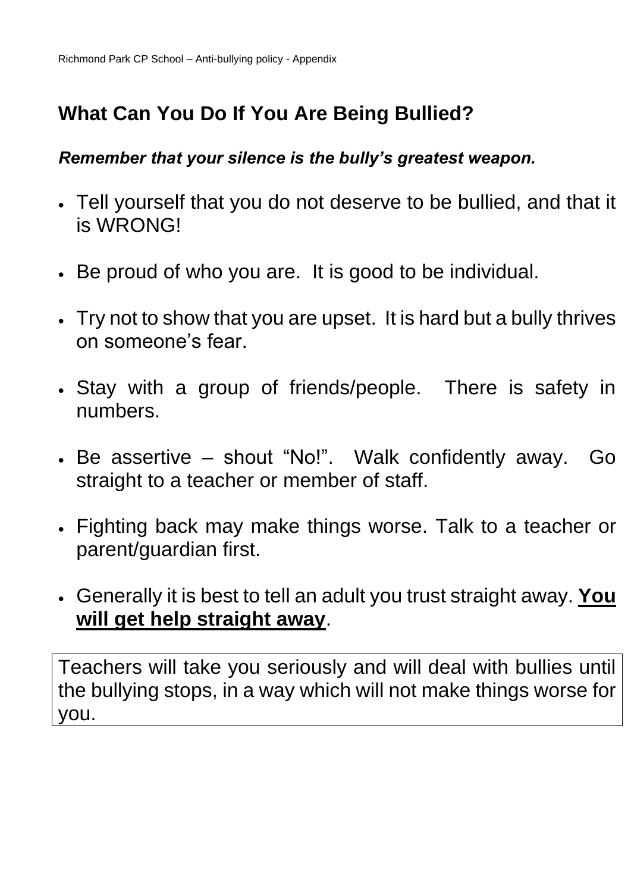## What Can You Do If You Are Being Bullied?

***Remember that your silence is the bully's greatest weapon.***

- Tell yourself that you do not deserve to be bullied, and that it is WRONG!
- Be proud of who you are. It is good to be individual.
- Try not to show that you are upset. It is hard but a bully thrives on someone's fear.
- Stay with a group of friends/people. There is safety in numbers.
- Be assertive – shout "No!". Walk confidently away. Go straight to a teacher or member of staff.
- Fighting back may make things worse. Talk to a teacher or parent/guardian first.
- Generally it is best to tell an adult you trust straight away. <u>**You will get help straight away**</u>.

Teachers will take you seriously and will deal with bullies until the bullying stops, in a way which will not make things worse for you.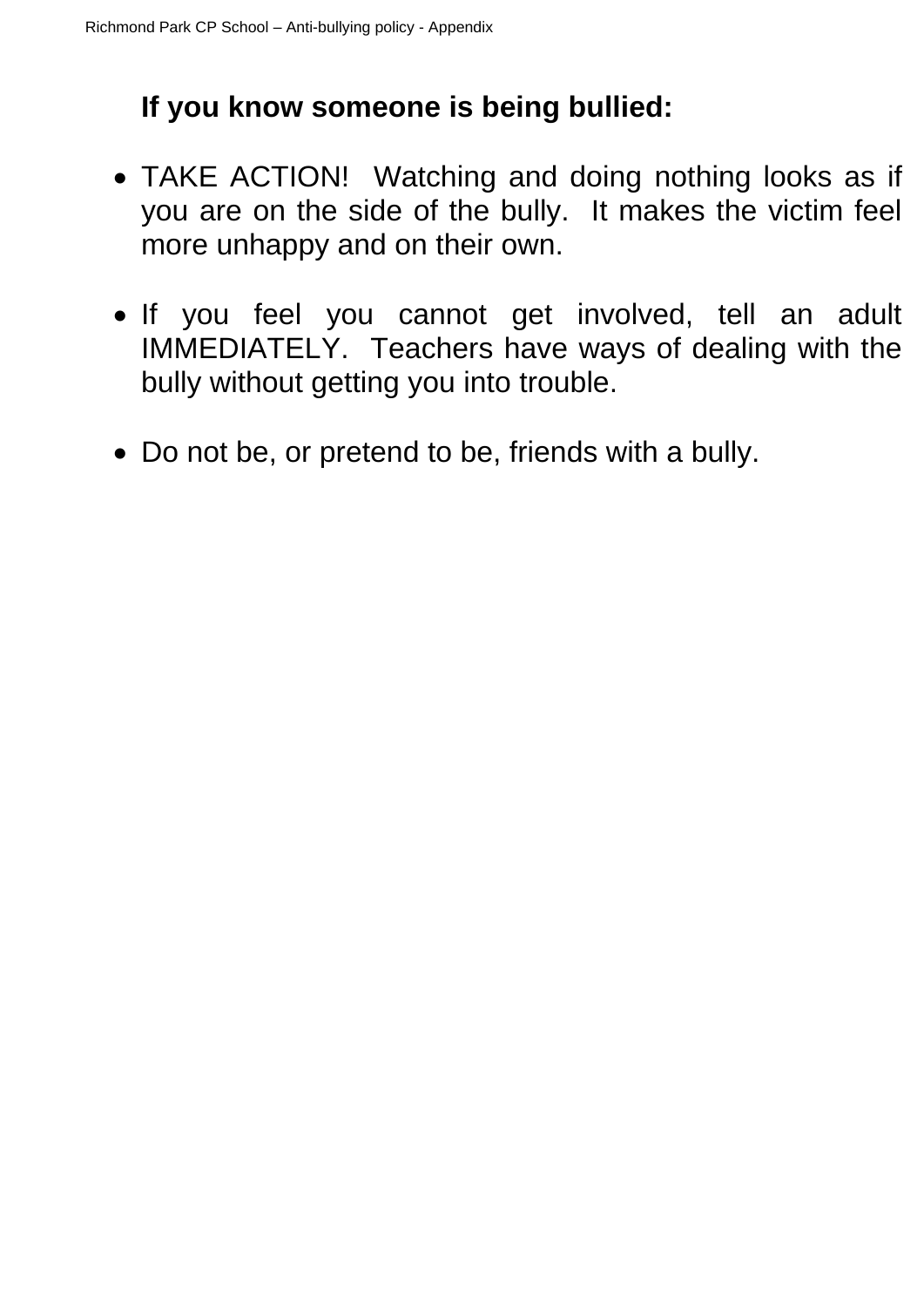**If you know someone is being bullied:**

- TAKE ACTION! Watching and doing nothing looks as if you are on the side of the bully. It makes the victim feel more unhappy and on their own.

- If you feel you cannot get involved, tell an adult IMMEDIATELY. Teachers have ways of dealing with the bully without getting you into trouble.

- Do not be, or pretend to be, friends with a bully.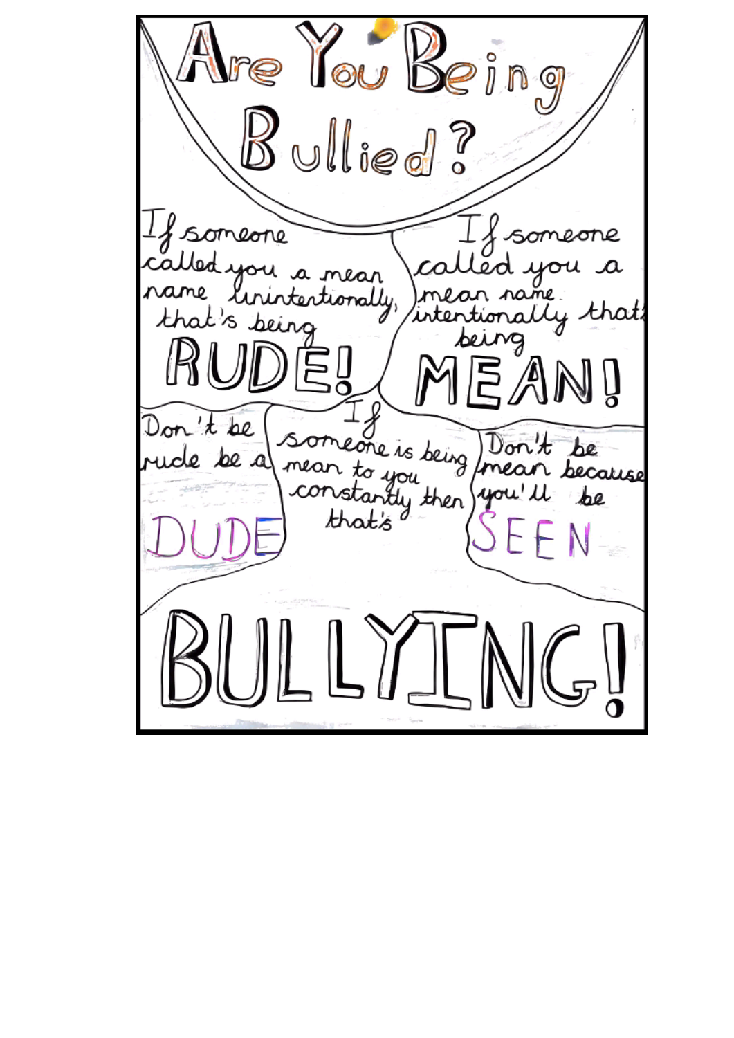# Are You Being Bullied?

If someone called you a mean name unintentionally, that's being

**RUDE!**

If someone called you a mean name intentionally that's being

**MEAN!**

Don't be rude be a DUDE

If someone is being mean to you constantly then that's

Don't be mean because you'll be SEEN

# BULLYING!